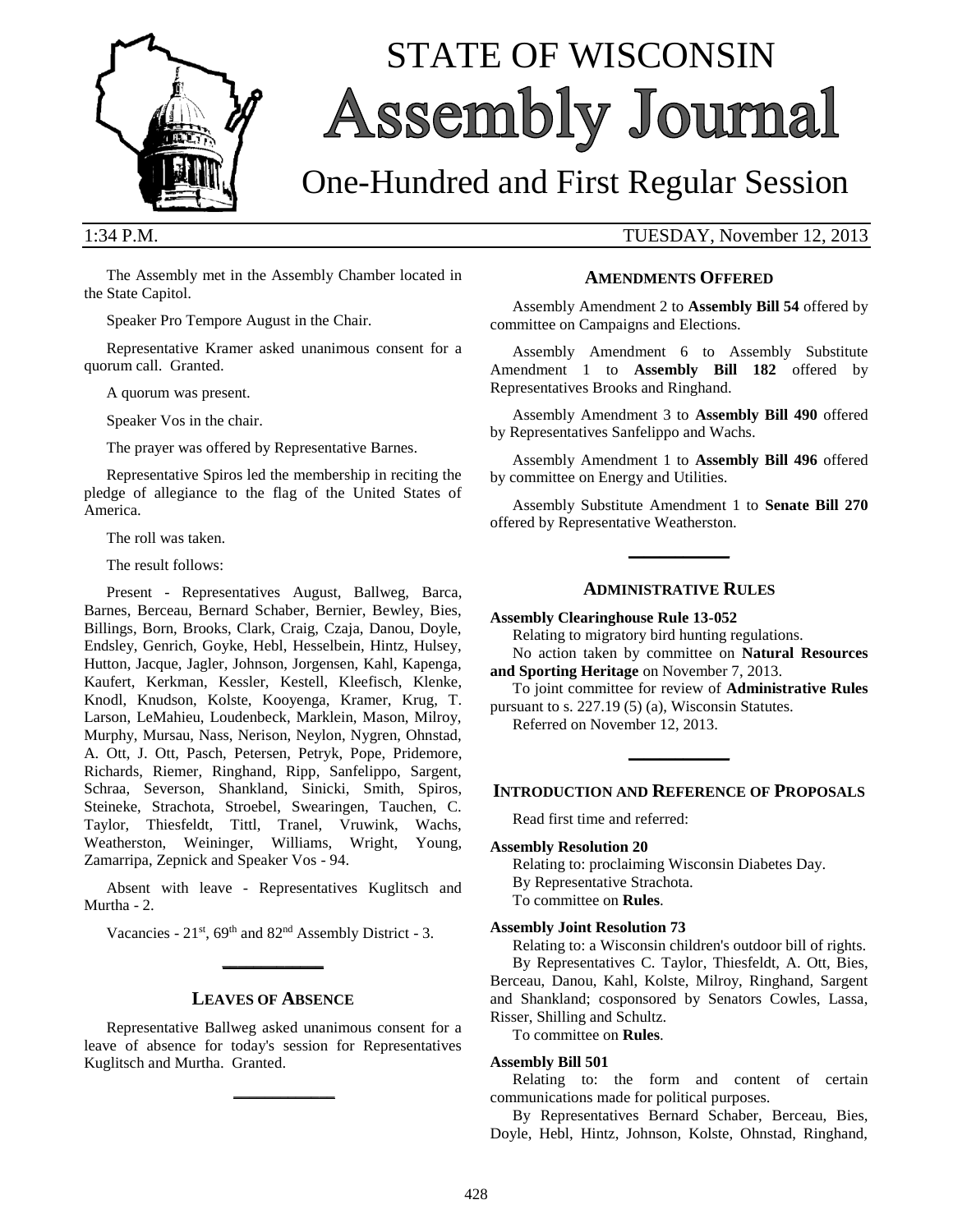# STATE OF WISCONSIN Assembly Journal

## One-Hundred and First Regular Session

1:34 P.M. TUESDAY, November 12, 2013

The Assembly met in the Assembly Chamber located in the State Capitol.

Speaker Pro Tempore August in the Chair.

Representative Kramer asked unanimous consent for a quorum call. Granted.

A quorum was present.

Speaker Vos in the chair.

The prayer was offered by Representative Barnes.

Representative Spiros led the membership in reciting the pledge of allegiance to the flag of the United States of America.

The roll was taken.

The result follows:

Present - Representatives August, Ballweg, Barca, Barnes, Berceau, Bernard Schaber, Bernier, Bewley, Bies, Billings, Born, Brooks, Clark, Craig, Czaja, Danou, Doyle, Endsley, Genrich, Goyke, Hebl, Hesselbein, Hintz, Hulsey, Hutton, Jacque, Jagler, Johnson, Jorgensen, Kahl, Kapenga, Kaufert, Kerkman, Kessler, Kestell, Kleefisch, Klenke, Knodl, Knudson, Kolste, Kooyenga, Kramer, Krug, T. Larson, LeMahieu, Loudenbeck, Marklein, Mason, Milroy, Murphy, Mursau, Nass, Nerison, Neylon, Nygren, Ohnstad, A. Ott, J. Ott, Pasch, Petersen, Petryk, Pope, Pridemore, Richards, Riemer, Ringhand, Ripp, Sanfelippo, Sargent, Schraa, Severson, Shankland, Sinicki, Smith, Spiros, Steineke, Strachota, Stroebel, Swearingen, Tauchen, C. Taylor, Thiesfeldt, Tittl, Tranel, Vruwink, Wachs, Weatherston, Weininger, Williams, Wright, Young, Zamarripa, Zepnick and Speaker Vos - 94.

Absent with leave - Representatives Kuglitsch and Murtha - 2.

Vacancies - 21st, 69th and 82nd Assembly District - 3.

## LEAVES OF ABSENCE

Representative Ballweg asked unanimous consent for a leave of absence for today's session for Representatives Kuglitsch and Murtha. Granted.

## AMENDMENTS OFFERED

Assembly Amendment 2 to **Assembly Bill 54** offered by committee on Campaigns and Elections.

Assembly Amendment 6 to Assembly Substitute Amendment 1 to **Assembly Bill 182** offered by Representatives Brooks and Ringhand.

Assembly Amendment 3 to **Assembly Bill 490** offered by Representatives Sanfelippo and Wachs.

Assembly Amendment 1 to **Assembly Bill 496** offered by committee on Energy and Utilities.

Assembly Substitute Amendment 1 to **Senate Bill 270** offered by Representative Weatherston.

## ADMINISTRATIVE RULES

**Assembly Clearinghouse Rule 13-052**

Relating to migratory bird hunting regulations.

No action taken by committee on **Natural Resources and Sporting Heritage** on November 7, 2013.

To joint committee for review of **Administrative Rules** pursuant to s. 227.19 (5) (a), Wisconsin Statutes.

Referred on November 12, 2013.

## INTRODUCTION AND REFERENCE OF PROPOSALS

Read first time and referred:

**Assembly Resolution 20**

Relating to: proclaiming Wisconsin Diabetes Day.

By Representative Strachota.

To committee on **Rules**.

**Assembly Joint Resolution 73**

Relating to: a Wisconsin children's outdoor bill of rights.

By Representatives C. Taylor, Thiesfeldt, A. Ott, Bies, Berceau, Danou, Kahl, Kolste, Milroy, Ringhand, Sargent and Shankland; cosponsored by Senators Cowles, Lassa, Risser, Shilling and Schultz.

To committee on **Rules**.

**Assembly Bill 501**

Relating to: the form and content of certain communications made for political purposes.

By Representatives Bernard Schaber, Berceau, Bies, Doyle, Hebl, Hintz, Johnson, Kolste, Ohnstad, Ringhand,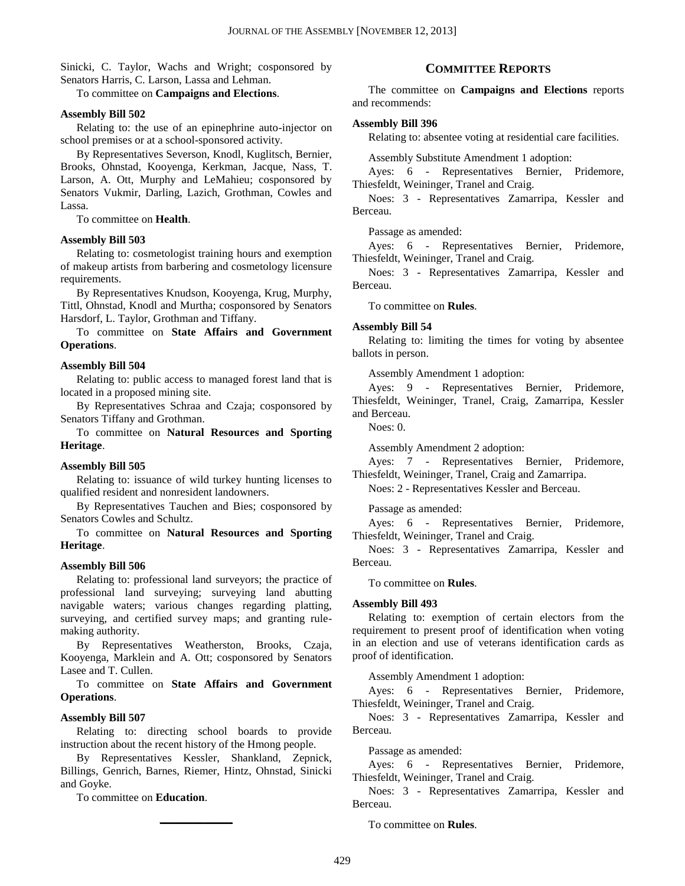Sinicki, C. Taylor, Wachs and Wright; cosponsored by Senators Harris, C. Larson, Lassa and Lehman.

To committee on **Campaigns and Elections**.

**Assembly Bill 502**

Relating to: the use of an epinephrine auto-injector on school premises or at a school-sponsored activity.

By Representatives Severson, Knodl, Kuglitsch, Bernier, Brooks, Ohnstad, Kooyenga, Kerkman, Jacque, Nass, T. Larson, A. Ott, Murphy and LeMahieu; cosponsored by Senators Vukmir, Darling, Lazich, Grothman, Cowles and Lassa.

To committee on **Health**.

**Assembly Bill 503**

Relating to: cosmetologist training hours and exemption of makeup artists from barbering and cosmetology licensure requirements.

By Representatives Knudson, Kooyenga, Krug, Murphy, Tittl, Ohnstad, Knodl and Murtha; cosponsored by Senators Harsdorf, L. Taylor, Grothman and Tiffany.

To committee on **State Affairs and Government Operations**.

**Assembly Bill 504**

Relating to: public access to managed forest land that is located in a proposed mining site.

By Representatives Schraa and Czaja; cosponsored by Senators Tiffany and Grothman.

To committee on **Natural Resources and Sporting Heritage**.

**Assembly Bill 505**

Relating to: issuance of wild turkey hunting licenses to qualified resident and nonresident landowners.

By Representatives Tauchen and Bies; cosponsored by Senators Cowles and Schultz.

To committee on **Natural Resources and Sporting Heritage**.

**Assembly Bill 506**

Relating to: professional land surveyors; the practice of professional land surveying; surveying land abutting navigable waters; various changes regarding platting, surveying, and certified survey maps; and granting rule-making authority.

By Representatives Weatherston, Brooks, Czaja, Kooyenga, Marklein and A. Ott; cosponsored by Senators Lasee and T. Cullen.

To committee on **State Affairs and Government Operations**.

**Assembly Bill 507**

Relating to: directing school boards to provide instruction about the recent history of the Hmong people.

By Representatives Kessler, Shankland, Zepnick, Billings, Genrich, Barnes, Riemer, Hintz, Ohnstad, Sinicki and Goyke.

To committee on **Education**.

## COMMITTEE REPORTS

The committee on **Campaigns and Elections** reports and recommends:

**Assembly Bill 396**

Relating to: absentee voting at residential care facilities.

Assembly Substitute Amendment 1 adoption:

Ayes: 6 - Representatives Bernier, Pridemore, Thiesfeldt, Weininger, Tranel and Craig.

Noes: 3 - Representatives Zamarripa, Kessler and Berceau.

Passage as amended:

Ayes: 6 - Representatives Bernier, Pridemore, Thiesfeldt, Weininger, Tranel and Craig.

Noes: 3 - Representatives Zamarripa, Kessler and Berceau.

To committee on **Rules**.

**Assembly Bill 54**

Relating to: limiting the times for voting by absentee ballots in person.

Assembly Amendment 1 adoption:

Ayes: 9 - Representatives Bernier, Pridemore, Thiesfeldt, Weininger, Tranel, Craig, Zamarripa, Kessler and Berceau.

Noes: 0.

Assembly Amendment 2 adoption:

Ayes: 7 - Representatives Bernier, Pridemore, Thiesfeldt, Weininger, Tranel, Craig and Zamarripa.

Noes: 2 - Representatives Kessler and Berceau.

Passage as amended:

Ayes: 6 - Representatives Bernier, Pridemore, Thiesfeldt, Weininger, Tranel and Craig.

Noes: 3 - Representatives Zamarripa, Kessler and Berceau.

To committee on **Rules**.

**Assembly Bill 493**

Relating to: exemption of certain electors from the requirement to present proof of identification when voting in an election and use of veterans identification cards as proof of identification.

Assembly Amendment 1 adoption:

Ayes: 6 - Representatives Bernier, Pridemore, Thiesfeldt, Weininger, Tranel and Craig.

Noes: 3 - Representatives Zamarripa, Kessler and Berceau.

Passage as amended:

Ayes: 6 - Representatives Bernier, Pridemore, Thiesfeldt, Weininger, Tranel and Craig.

Noes: 3 - Representatives Zamarripa, Kessler and Berceau.

To committee on **Rules**.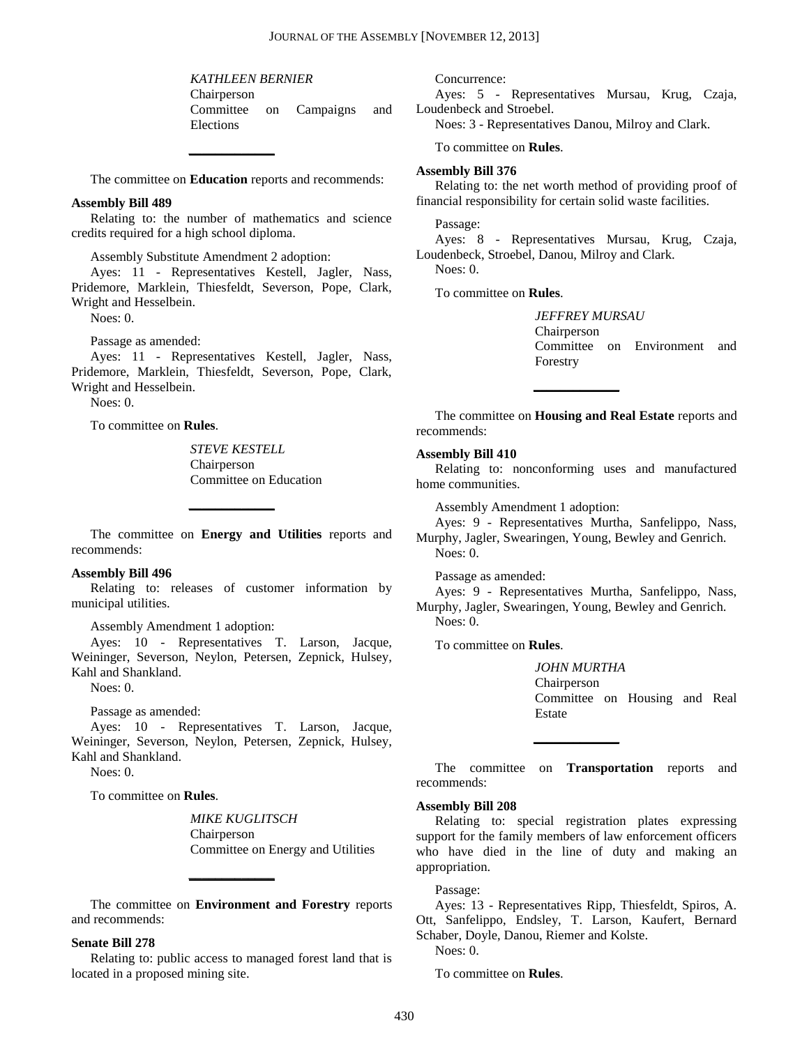*KATHLEEN BERNIER*
Chairperson
Committee on Campaigns and Elections

---

The committee on **Education** reports and recommends:

**Assembly Bill 489**

Relating to: the number of mathematics and science credits required for a high school diploma.

Assembly Substitute Amendment 2 adoption:

Ayes: 11 - Representatives Kestell, Jagler, Nass, Pridemore, Marklein, Thiesfeldt, Severson, Pope, Clark, Wright and Hesselbein.

Noes: 0.

Passage as amended:

Ayes: 11 - Representatives Kestell, Jagler, Nass, Pridemore, Marklein, Thiesfeldt, Severson, Pope, Clark, Wright and Hesselbein.

Noes: 0.

To committee on **Rules**.

*STEVE KESTELL*
Chairperson
Committee on Education

---

The committee on **Energy and Utilities** reports and recommends:

**Assembly Bill 496**

Relating to: releases of customer information by municipal utilities.

Assembly Amendment 1 adoption:

Ayes: 10 - Representatives T. Larson, Jacque, Weininger, Severson, Neylon, Petersen, Zepnick, Hulsey, Kahl and Shankland.

Noes: 0.

Passage as amended:

Ayes: 10 - Representatives T. Larson, Jacque, Weininger, Severson, Neylon, Petersen, Zepnick, Hulsey, Kahl and Shankland.

Noes: 0.

To committee on **Rules**.

*MIKE KUGLITSCH*
Chairperson
Committee on Energy and Utilities

---

The committee on **Environment and Forestry** reports and recommends:

**Senate Bill 278**

Relating to: public access to managed forest land that is located in a proposed mining site.

Concurrence:

Ayes: 5 - Representatives Mursau, Krug, Czaja, Loudenbeck and Stroebel.

Noes: 3 - Representatives Danou, Milroy and Clark.

To committee on **Rules**.

**Assembly Bill 376**

Relating to: the net worth method of providing proof of financial responsibility for certain solid waste facilities.

Passage:

Ayes: 8 - Representatives Mursau, Krug, Czaja, Loudenbeck, Stroebel, Danou, Milroy and Clark.

Noes: 0.

To committee on **Rules**.

*JEFFREY MURSAU*
Chairperson
Committee on Environment and Forestry

---

The committee on **Housing and Real Estate** reports and recommends:

**Assembly Bill 410**

Relating to: nonconforming uses and manufactured home communities.

Assembly Amendment 1 adoption:

Ayes: 9 - Representatives Murtha, Sanfelippo, Nass, Murphy, Jagler, Swearingen, Young, Bewley and Genrich.

Noes: 0.

Passage as amended:

Ayes: 9 - Representatives Murtha, Sanfelippo, Nass, Murphy, Jagler, Swearingen, Young, Bewley and Genrich.

Noes: 0.

To committee on **Rules**.

*JOHN MURTHA*
Chairperson
Committee on Housing and Real Estate

---

The committee on **Transportation** reports and recommends:

**Assembly Bill 208**

Relating to: special registration plates expressing support for the family members of law enforcement officers who have died in the line of duty and making an appropriation.

Passage:

Ayes: 13 - Representatives Ripp, Thiesfeldt, Spiros, A. Ott, Sanfelippo, Endsley, T. Larson, Kaufert, Bernard Schaber, Doyle, Danou, Riemer and Kolste.

Noes: 0.

To committee on **Rules**.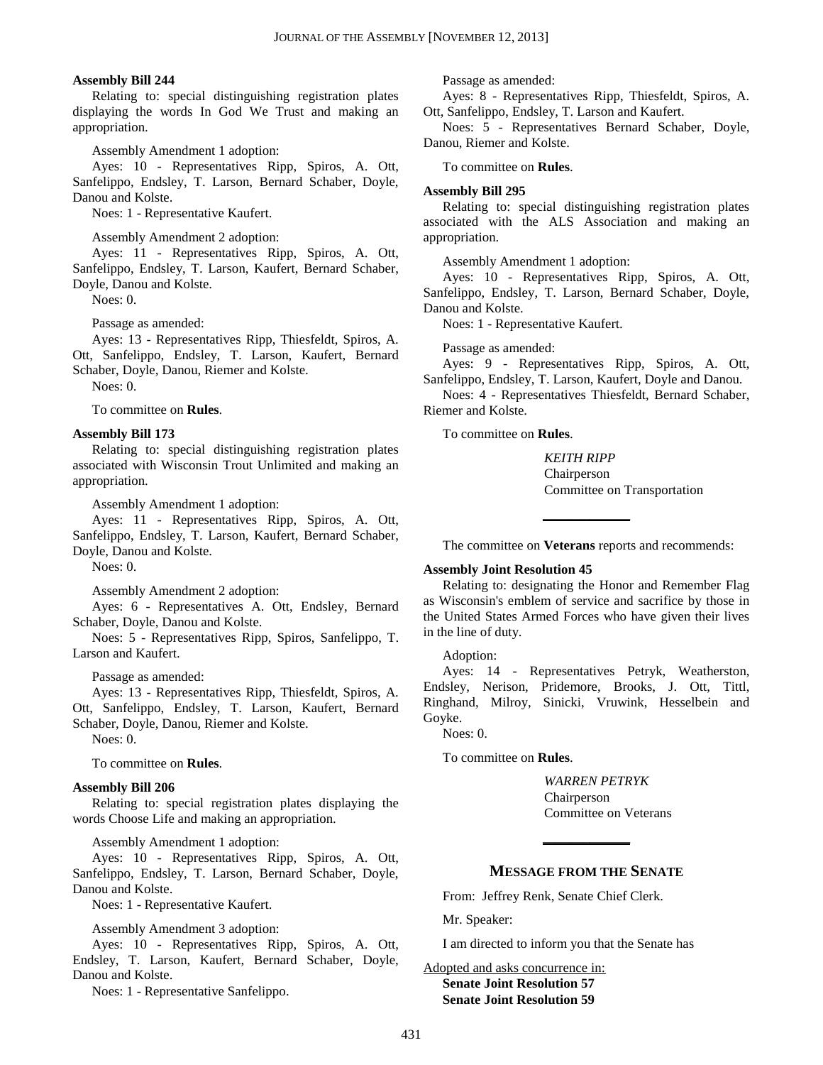**Assembly Bill 244**

Relating to: special distinguishing registration plates displaying the words In God We Trust and making an appropriation.

Assembly Amendment 1 adoption:

Ayes: 10 - Representatives Ripp, Spiros, A. Ott, Sanfelippo, Endsley, T. Larson, Bernard Schaber, Doyle, Danou and Kolste.

Noes: 1 - Representative Kaufert.

Assembly Amendment 2 adoption:

Ayes: 11 - Representatives Ripp, Spiros, A. Ott, Sanfelippo, Endsley, T. Larson, Kaufert, Bernard Schaber, Doyle, Danou and Kolste.

Noes: 0.

Passage as amended:

Ayes: 13 - Representatives Ripp, Thiesfeldt, Spiros, A. Ott, Sanfelippo, Endsley, T. Larson, Kaufert, Bernard Schaber, Doyle, Danou, Riemer and Kolste.

Noes: 0.

To committee on **Rules**.

**Assembly Bill 173**

Relating to: special distinguishing registration plates associated with Wisconsin Trout Unlimited and making an appropriation.

Assembly Amendment 1 adoption:

Ayes: 11 - Representatives Ripp, Spiros, A. Ott, Sanfelippo, Endsley, T. Larson, Kaufert, Bernard Schaber, Doyle, Danou and Kolste.

Noes: 0.

Assembly Amendment 2 adoption:

Ayes: 6 - Representatives A. Ott, Endsley, Bernard Schaber, Doyle, Danou and Kolste.

Noes: 5 - Representatives Ripp, Spiros, Sanfelippo, T. Larson and Kaufert.

Passage as amended:

Ayes: 13 - Representatives Ripp, Thiesfeldt, Spiros, A. Ott, Sanfelippo, Endsley, T. Larson, Kaufert, Bernard Schaber, Doyle, Danou, Riemer and Kolste.

Noes: 0.

To committee on **Rules**.

**Assembly Bill 206**

Relating to: special registration plates displaying the words Choose Life and making an appropriation.

Assembly Amendment 1 adoption:

Ayes: 10 - Representatives Ripp, Spiros, A. Ott, Sanfelippo, Endsley, T. Larson, Bernard Schaber, Doyle, Danou and Kolste.

Noes: 1 - Representative Kaufert.

Assembly Amendment 3 adoption:

Ayes: 10 - Representatives Ripp, Spiros, A. Ott, Endsley, T. Larson, Kaufert, Bernard Schaber, Doyle, Danou and Kolste.

Noes: 1 - Representative Sanfelippo.

Passage as amended:

Ayes: 8 - Representatives Ripp, Thiesfeldt, Spiros, A. Ott, Sanfelippo, Endsley, T. Larson and Kaufert.

Noes: 5 - Representatives Bernard Schaber, Doyle, Danou, Riemer and Kolste.

To committee on **Rules**.

**Assembly Bill 295**

Relating to: special distinguishing registration plates associated with the ALS Association and making an appropriation.

Assembly Amendment 1 adoption:

Ayes: 10 - Representatives Ripp, Spiros, A. Ott, Sanfelippo, Endsley, T. Larson, Bernard Schaber, Doyle, Danou and Kolste.

Noes: 1 - Representative Kaufert.

Passage as amended:

Ayes: 9 - Representatives Ripp, Spiros, A. Ott, Sanfelippo, Endsley, T. Larson, Kaufert, Doyle and Danou.

Noes: 4 - Representatives Thiesfeldt, Bernard Schaber, Riemer and Kolste.

To committee on **Rules**.

*KEITH RIPP*
Chairperson
Committee on Transportation

---

The committee on **Veterans** reports and recommends:

**Assembly Joint Resolution 45**

Relating to: designating the Honor and Remember Flag as Wisconsin's emblem of service and sacrifice by those in the United States Armed Forces who have given their lives in the line of duty.

Adoption:

Ayes: 14 - Representatives Petryk, Weatherston, Endsley, Nerison, Pridemore, Brooks, J. Ott, Tittl, Ringhand, Milroy, Sinicki, Vruwink, Hesselbein and Goyke.

Noes: 0.

To committee on **Rules**.

*WARREN PETRYK*
Chairperson
Committee on Veterans

---

## MESSAGE FROM THE SENATE

From: Jeffrey Renk, Senate Chief Clerk.

Mr. Speaker:

I am directed to inform you that the Senate has

Adopted and asks concurrence in:

**Senate Joint Resolution 57**
**Senate Joint Resolution 59**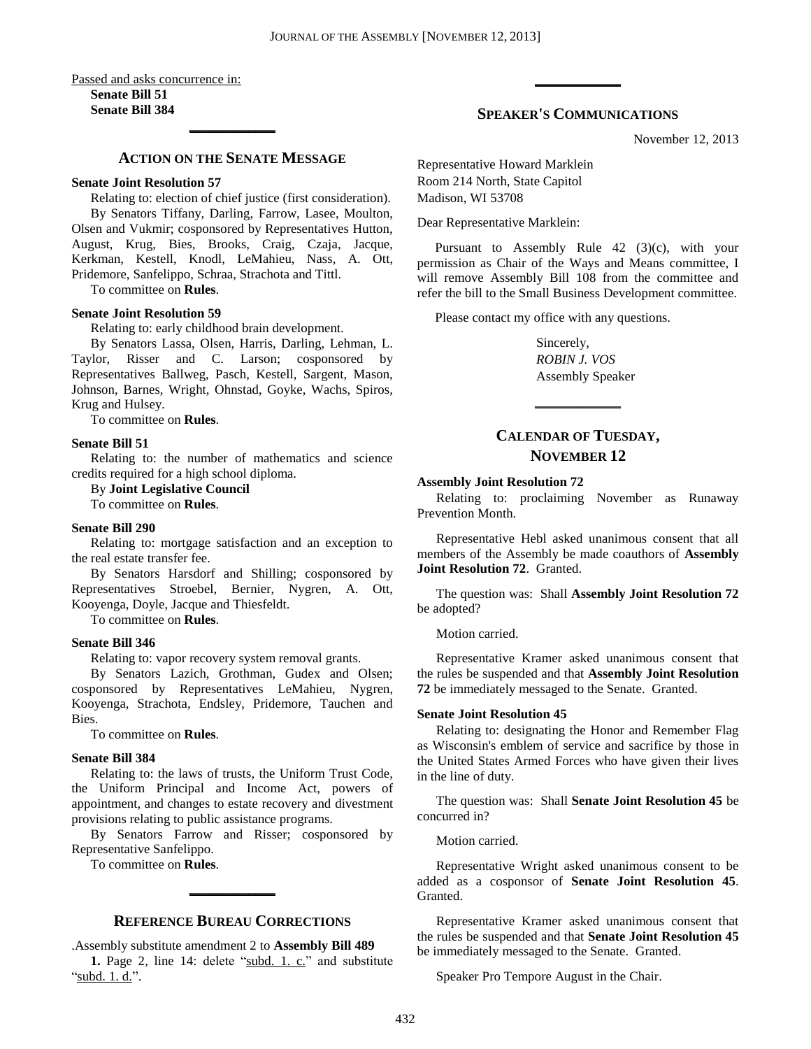Passed and asks concurrence in:

**Senate Bill 51**
**Senate Bill 384**

---

## ACTION ON THE SENATE MESSAGE

**Senate Joint Resolution 57**

Relating to: election of chief justice (first consideration).

By Senators Tiffany, Darling, Farrow, Lasee, Moulton, Olsen and Vukmir; cosponsored by Representatives Hutton, August, Krug, Bies, Brooks, Craig, Czaja, Jacque, Kerkman, Kestell, Knodl, LeMahieu, Nass, A. Ott, Pridemore, Sanfelippo, Schraa, Strachota and Tittl.

To committee on **Rules**.

**Senate Joint Resolution 59**

Relating to: early childhood brain development.

By Senators Lassa, Olsen, Harris, Darling, Lehman, L. Taylor, Risser and C. Larson; cosponsored by Representatives Ballweg, Pasch, Kestell, Sargent, Mason, Johnson, Barnes, Wright, Ohnstad, Goyke, Wachs, Spiros, Krug and Hulsey.

To committee on **Rules**.

**Senate Bill 51**

Relating to: the number of mathematics and science credits required for a high school diploma.

By **Joint Legislative Council**

To committee on **Rules**.

**Senate Bill 290**

Relating to: mortgage satisfaction and an exception to the real estate transfer fee.

By Senators Harsdorf and Shilling; cosponsored by Representatives Stroebel, Bernier, Nygren, A. Ott, Kooyenga, Doyle, Jacque and Thiesfeldt.

To committee on **Rules**.

**Senate Bill 346**

Relating to: vapor recovery system removal grants.

By Senators Lazich, Grothman, Gudex and Olsen; cosponsored by Representatives LeMahieu, Nygren, Kooyenga, Strachota, Endsley, Pridemore, Tauchen and Bies.

To committee on **Rules**.

**Senate Bill 384**

Relating to: the laws of trusts, the Uniform Trust Code, the Uniform Principal and Income Act, powers of appointment, and changes to estate recovery and divestment provisions relating to public assistance programs.

By Senators Farrow and Risser; cosponsored by Representative Sanfelippo.

To committee on **Rules**.

---

## REFERENCE BUREAU CORRECTIONS

.Assembly substitute amendment 2 to **Assembly Bill 489**

**1.** Page 2, line 14: delete "subd. 1. c." and substitute "subd. 1. d.".

---

## SPEAKER'S COMMUNICATIONS

November 12, 2013

Representative Howard Marklein
Room 214 North, State Capitol
Madison, WI 53708

Dear Representative Marklein:

Pursuant to Assembly Rule 42 (3)(c), with your permission as Chair of the Ways and Means committee, I will remove Assembly Bill 108 from the committee and refer the bill to the Small Business Development committee.

Please contact my office with any questions.

Sincerely,
*ROBIN J. VOS*
Assembly Speaker

---

## CALENDAR OF TUESDAY, NOVEMBER 12

**Assembly Joint Resolution 72**

Relating to: proclaiming November as Runaway Prevention Month.

Representative Hebl asked unanimous consent that all members of the Assembly be made coauthors of **Assembly Joint Resolution 72**. Granted.

The question was: Shall **Assembly Joint Resolution 72** be adopted?

Motion carried.

Representative Kramer asked unanimous consent that the rules be suspended and that **Assembly Joint Resolution 72** be immediately messaged to the Senate. Granted.

**Senate Joint Resolution 45**

Relating to: designating the Honor and Remember Flag as Wisconsin's emblem of service and sacrifice by those in the United States Armed Forces who have given their lives in the line of duty.

The question was: Shall **Senate Joint Resolution 45** be concurred in?

Motion carried.

Representative Wright asked unanimous consent to be added as a cosponsor of **Senate Joint Resolution 45**. Granted.

Representative Kramer asked unanimous consent that the rules be suspended and that **Senate Joint Resolution 45** be immediately messaged to the Senate. Granted.

Speaker Pro Tempore August in the Chair.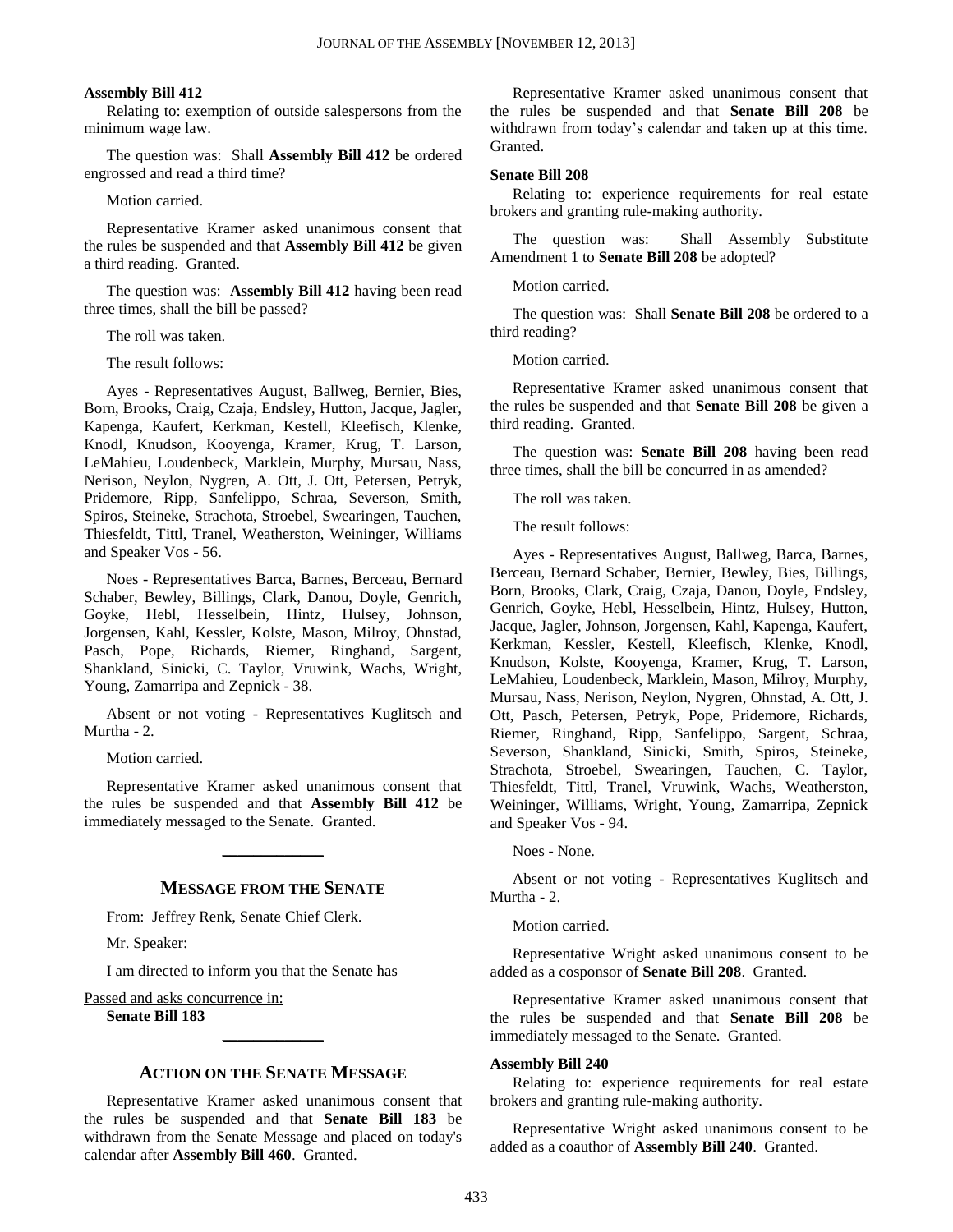**Assembly Bill 412**

Relating to: exemption of outside salespersons from the minimum wage law.

The question was: Shall **Assembly Bill 412** be ordered engrossed and read a third time?

Motion carried.

Representative Kramer asked unanimous consent that the rules be suspended and that **Assembly Bill 412** be given a third reading. Granted.

The question was: **Assembly Bill 412** having been read three times, shall the bill be passed?

The roll was taken.

The result follows:

Ayes - Representatives August, Ballweg, Bernier, Bies, Born, Brooks, Craig, Czaja, Endsley, Hutton, Jacque, Jagler, Kapenga, Kaufert, Kerkman, Kestell, Kleefisch, Klenke, Knodl, Knudson, Kooyenga, Kramer, Krug, T. Larson, LeMahieu, Loudenbeck, Marklein, Murphy, Mursau, Nass, Nerison, Neylon, Nygren, A. Ott, J. Ott, Petersen, Petryk, Pridemore, Ripp, Sanfelippo, Schraa, Severson, Smith, Spiros, Steineke, Strachota, Stroebel, Swearingen, Tauchen, Thiesfeldt, Tittl, Tranel, Weatherston, Weininger, Williams and Speaker Vos - 56.

Noes - Representatives Barca, Barnes, Berceau, Bernard Schaber, Bewley, Billings, Clark, Danou, Doyle, Genrich, Goyke, Hebl, Hesselbein, Hintz, Hulsey, Johnson, Jorgensen, Kahl, Kessler, Kolste, Mason, Milroy, Ohnstad, Pasch, Pope, Richards, Riemer, Ringhand, Sargent, Shankland, Sinicki, C. Taylor, Vruwink, Wachs, Wright, Young, Zamarripa and Zepnick - 38.

Absent or not voting - Representatives Kuglitsch and Murtha - 2.

Motion carried.

Representative Kramer asked unanimous consent that the rules be suspended and that **Assembly Bill 412** be immediately messaged to the Senate. Granted.

## MESSAGE FROM THE SENATE

From: Jeffrey Renk, Senate Chief Clerk.

Mr. Speaker:

I am directed to inform you that the Senate has

Passed and asks concurrence in:

**Senate Bill 183**

## ACTION ON THE SENATE MESSAGE

Representative Kramer asked unanimous consent that the rules be suspended and that **Senate Bill 183** be withdrawn from the Senate Message and placed on today's calendar after **Assembly Bill 460**. Granted.

Representative Kramer asked unanimous consent that the rules be suspended and that **Senate Bill 208** be withdrawn from today's calendar and taken up at this time. Granted.

**Senate Bill 208**

Relating to: experience requirements for real estate brokers and granting rule-making authority.

The question was: Shall Assembly Substitute Amendment 1 to **Senate Bill 208** be adopted?

Motion carried.

The question was: Shall **Senate Bill 208** be ordered to a third reading?

Motion carried.

Representative Kramer asked unanimous consent that the rules be suspended and that **Senate Bill 208** be given a third reading. Granted.

The question was: **Senate Bill 208** having been read three times, shall the bill be concurred in as amended?

The roll was taken.

The result follows:

Ayes - Representatives August, Ballweg, Barca, Barnes, Berceau, Bernard Schaber, Bernier, Bewley, Bies, Billings, Born, Brooks, Clark, Craig, Czaja, Danou, Doyle, Endsley, Genrich, Goyke, Hebl, Hesselbein, Hintz, Hulsey, Hutton, Jacque, Jagler, Johnson, Jorgensen, Kahl, Kapenga, Kaufert, Kerkman, Kessler, Kestell, Kleefisch, Klenke, Knodl, Knudson, Kolste, Kooyenga, Kramer, Krug, T. Larson, LeMahieu, Loudenbeck, Marklein, Mason, Milroy, Murphy, Mursau, Nass, Nerison, Neylon, Nygren, Ohnstad, A. Ott, J. Ott, Pasch, Petersen, Petryk, Pope, Pridemore, Richards, Riemer, Ringhand, Ripp, Sanfelippo, Sargent, Schraa, Severson, Shankland, Sinicki, Smith, Spiros, Steineke, Strachota, Stroebel, Swearingen, Tauchen, C. Taylor, Thiesfeldt, Tittl, Tranel, Vruwink, Wachs, Weatherston, Weininger, Williams, Wright, Young, Zamarripa, Zepnick and Speaker Vos - 94.

Noes - None.

Absent or not voting - Representatives Kuglitsch and Murtha - 2.

Motion carried.

Representative Wright asked unanimous consent to be added as a cosponsor of **Senate Bill 208**. Granted.

Representative Kramer asked unanimous consent that the rules be suspended and that **Senate Bill 208** be immediately messaged to the Senate. Granted.

**Assembly Bill 240**

Relating to: experience requirements for real estate brokers and granting rule-making authority.

Representative Wright asked unanimous consent to be added as a coauthor of **Assembly Bill 240**. Granted.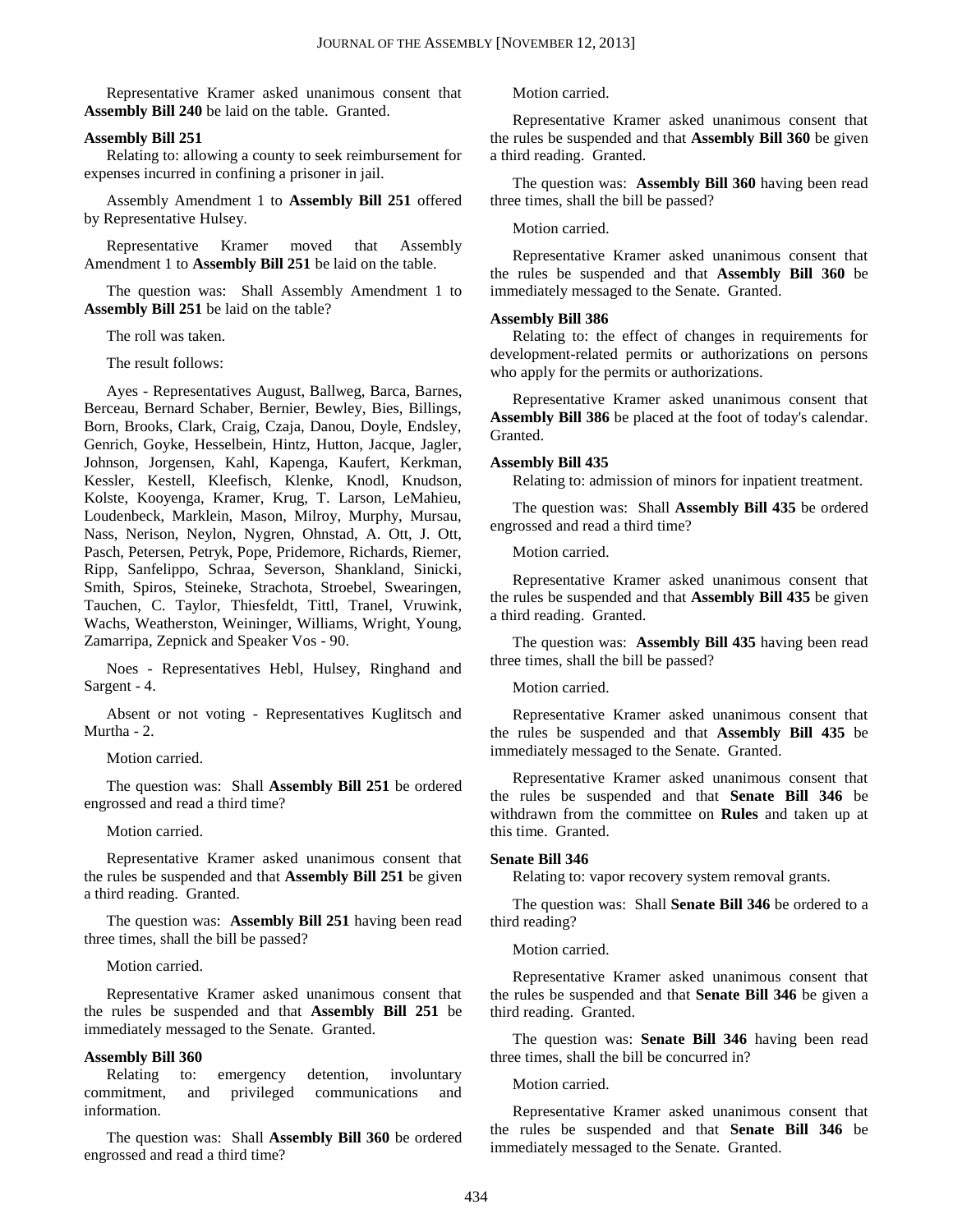Representative Kramer asked unanimous consent that **Assembly Bill 240** be laid on the table. Granted.

**Assembly Bill 251**

Relating to: allowing a county to seek reimbursement for expenses incurred in confining a prisoner in jail.

Assembly Amendment 1 to **Assembly Bill 251** offered by Representative Hulsey.

Representative Kramer moved that Assembly Amendment 1 to **Assembly Bill 251** be laid on the table.

The question was: Shall Assembly Amendment 1 to **Assembly Bill 251** be laid on the table?

The roll was taken.

The result follows:

Ayes - Representatives August, Ballweg, Barca, Barnes, Berceau, Bernard Schaber, Bernier, Bewley, Bies, Billings, Born, Brooks, Clark, Craig, Czaja, Danou, Doyle, Endsley, Genrich, Goyke, Hesselbein, Hintz, Hutton, Jacque, Jagler, Johnson, Jorgensen, Kahl, Kapenga, Kaufert, Kerkman, Kessler, Kestell, Kleefisch, Klenke, Knodl, Knudson, Kolste, Kooyenga, Kramer, Krug, T. Larson, LeMahieu, Loudenbeck, Marklein, Mason, Milroy, Murphy, Mursau, Nass, Nerison, Neylon, Nygren, Ohnstad, A. Ott, J. Ott, Pasch, Petersen, Petryk, Pope, Pridemore, Richards, Riemer, Ripp, Sanfelippo, Schraa, Severson, Shankland, Sinicki, Smith, Spiros, Steineke, Strachota, Stroebel, Swearingen, Tauchen, C. Taylor, Thiesfeldt, Tittl, Tranel, Vruwink, Wachs, Weatherston, Weininger, Williams, Wright, Young, Zamarripa, Zepnick and Speaker Vos - 90.

Noes - Representatives Hebl, Hulsey, Ringhand and Sargent - 4.

Absent or not voting - Representatives Kuglitsch and Murtha - 2.

Motion carried.

The question was: Shall **Assembly Bill 251** be ordered engrossed and read a third time?

Motion carried.

Representative Kramer asked unanimous consent that the rules be suspended and that **Assembly Bill 251** be given a third reading. Granted.

The question was: **Assembly Bill 251** having been read three times, shall the bill be passed?

Motion carried.

Representative Kramer asked unanimous consent that the rules be suspended and that **Assembly Bill 251** be immediately messaged to the Senate. Granted.

**Assembly Bill 360**

Relating to: emergency detention, involuntary commitment, and privileged communications and information.

The question was: Shall **Assembly Bill 360** be ordered engrossed and read a third time?

Motion carried.

Representative Kramer asked unanimous consent that the rules be suspended and that **Assembly Bill 360** be given a third reading. Granted.

The question was: **Assembly Bill 360** having been read three times, shall the bill be passed?

Motion carried.

Representative Kramer asked unanimous consent that the rules be suspended and that **Assembly Bill 360** be immediately messaged to the Senate. Granted.

**Assembly Bill 386**

Relating to: the effect of changes in requirements for development-related permits or authorizations on persons who apply for the permits or authorizations.

Representative Kramer asked unanimous consent that **Assembly Bill 386** be placed at the foot of today's calendar. Granted.

**Assembly Bill 435**

Relating to: admission of minors for inpatient treatment.

The question was: Shall **Assembly Bill 435** be ordered engrossed and read a third time?

Motion carried.

Representative Kramer asked unanimous consent that the rules be suspended and that **Assembly Bill 435** be given a third reading. Granted.

The question was: **Assembly Bill 435** having been read three times, shall the bill be passed?

Motion carried.

Representative Kramer asked unanimous consent that the rules be suspended and that **Assembly Bill 435** be immediately messaged to the Senate. Granted.

Representative Kramer asked unanimous consent that the rules be suspended and that **Senate Bill 346** be withdrawn from the committee on **Rules** and taken up at this time. Granted.

**Senate Bill 346**

Relating to: vapor recovery system removal grants.

The question was: Shall **Senate Bill 346** be ordered to a third reading?

Motion carried.

Representative Kramer asked unanimous consent that the rules be suspended and that **Senate Bill 346** be given a third reading. Granted.

The question was: **Senate Bill 346** having been read three times, shall the bill be concurred in?

Motion carried.

Representative Kramer asked unanimous consent that the rules be suspended and that **Senate Bill 346** be immediately messaged to the Senate. Granted.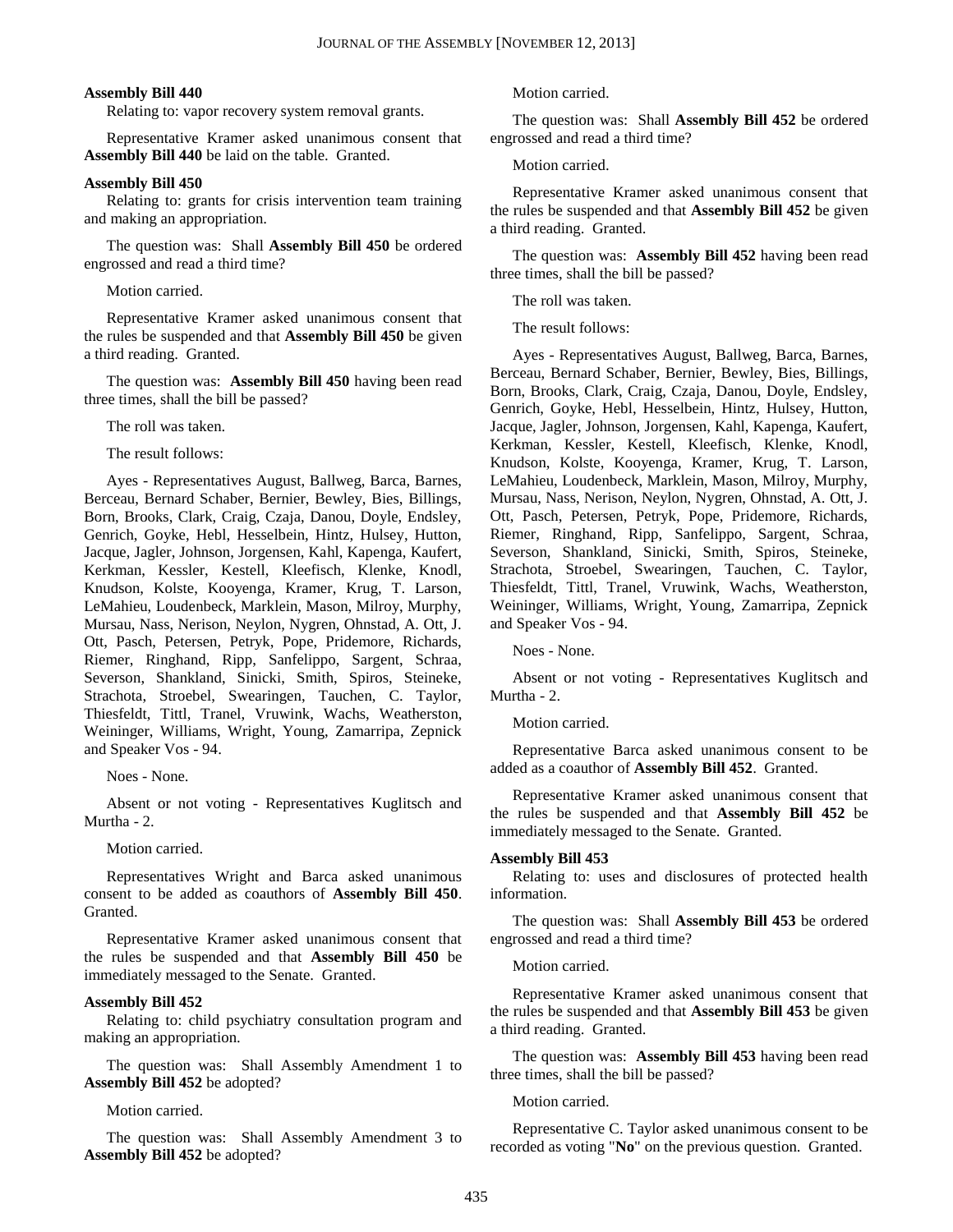**Assembly Bill 440**

Relating to: vapor recovery system removal grants.

Representative Kramer asked unanimous consent that **Assembly Bill 440** be laid on the table. Granted.

**Assembly Bill 450**

Relating to: grants for crisis intervention team training and making an appropriation.

The question was: Shall **Assembly Bill 450** be ordered engrossed and read a third time?

Motion carried.

Representative Kramer asked unanimous consent that the rules be suspended and that **Assembly Bill 450** be given a third reading. Granted.

The question was: **Assembly Bill 450** having been read three times, shall the bill be passed?

The roll was taken.

The result follows:

Ayes - Representatives August, Ballweg, Barca, Barnes, Berceau, Bernard Schaber, Bernier, Bewley, Bies, Billings, Born, Brooks, Clark, Craig, Czaja, Danou, Doyle, Endsley, Genrich, Goyke, Hebl, Hesselbein, Hintz, Hulsey, Hutton, Jacque, Jagler, Johnson, Jorgensen, Kahl, Kapenga, Kaufert, Kerkman, Kessler, Kestell, Kleefisch, Klenke, Knodl, Knudson, Kolste, Kooyenga, Kramer, Krug, T. Larson, LeMahieu, Loudenbeck, Marklein, Mason, Milroy, Murphy, Mursau, Nass, Nerison, Neylon, Nygren, Ohnstad, A. Ott, J. Ott, Pasch, Petersen, Petryk, Pope, Pridemore, Richards, Riemer, Ringhand, Ripp, Sanfelippo, Sargent, Schraa, Severson, Shankland, Sinicki, Smith, Spiros, Steineke, Strachota, Stroebel, Swearingen, Tauchen, C. Taylor, Thiesfeldt, Tittl, Tranel, Vruwink, Wachs, Weatherston, Weininger, Williams, Wright, Young, Zamarripa, Zepnick and Speaker Vos - 94.

Noes - None.

Absent or not voting - Representatives Kuglitsch and Murtha - 2.

Motion carried.

Representatives Wright and Barca asked unanimous consent to be added as coauthors of **Assembly Bill 450**. Granted.

Representative Kramer asked unanimous consent that the rules be suspended and that **Assembly Bill 450** be immediately messaged to the Senate. Granted.

**Assembly Bill 452**

Relating to: child psychiatry consultation program and making an appropriation.

The question was: Shall Assembly Amendment 1 to **Assembly Bill 452** be adopted?

Motion carried.

The question was: Shall Assembly Amendment 3 to **Assembly Bill 452** be adopted?

Motion carried.

The question was: Shall **Assembly Bill 452** be ordered engrossed and read a third time?

Motion carried.

Representative Kramer asked unanimous consent that the rules be suspended and that **Assembly Bill 452** be given a third reading. Granted.

The question was: **Assembly Bill 452** having been read three times, shall the bill be passed?

The roll was taken.

The result follows:

Ayes - Representatives August, Ballweg, Barca, Barnes, Berceau, Bernard Schaber, Bernier, Bewley, Bies, Billings, Born, Brooks, Clark, Craig, Czaja, Danou, Doyle, Endsley, Genrich, Goyke, Hebl, Hesselbein, Hintz, Hulsey, Hutton, Jacque, Jagler, Johnson, Jorgensen, Kahl, Kapenga, Kaufert, Kerkman, Kessler, Kestell, Kleefisch, Klenke, Knodl, Knudson, Kolste, Kooyenga, Kramer, Krug, T. Larson, LeMahieu, Loudenbeck, Marklein, Mason, Milroy, Murphy, Mursau, Nass, Nerison, Neylon, Nygren, Ohnstad, A. Ott, J. Ott, Pasch, Petersen, Petryk, Pope, Pridemore, Richards, Riemer, Ringhand, Ripp, Sanfelippo, Sargent, Schraa, Severson, Shankland, Sinicki, Smith, Spiros, Steineke, Strachota, Stroebel, Swearingen, Tauchen, C. Taylor, Thiesfeldt, Tittl, Tranel, Vruwink, Wachs, Weatherston, Weininger, Williams, Wright, Young, Zamarripa, Zepnick and Speaker Vos - 94.

Noes - None.

Absent or not voting - Representatives Kuglitsch and Murtha - 2.

Motion carried.

Representative Barca asked unanimous consent to be added as a coauthor of **Assembly Bill 452**. Granted.

Representative Kramer asked unanimous consent that the rules be suspended and that **Assembly Bill 452** be immediately messaged to the Senate. Granted.

**Assembly Bill 453**

Relating to: uses and disclosures of protected health information.

The question was: Shall **Assembly Bill 453** be ordered engrossed and read a third time?

Motion carried.

Representative Kramer asked unanimous consent that the rules be suspended and that **Assembly Bill 453** be given a third reading. Granted.

The question was: **Assembly Bill 453** having been read three times, shall the bill be passed?

Motion carried.

Representative C. Taylor asked unanimous consent to be recorded as voting "**No**" on the previous question. Granted.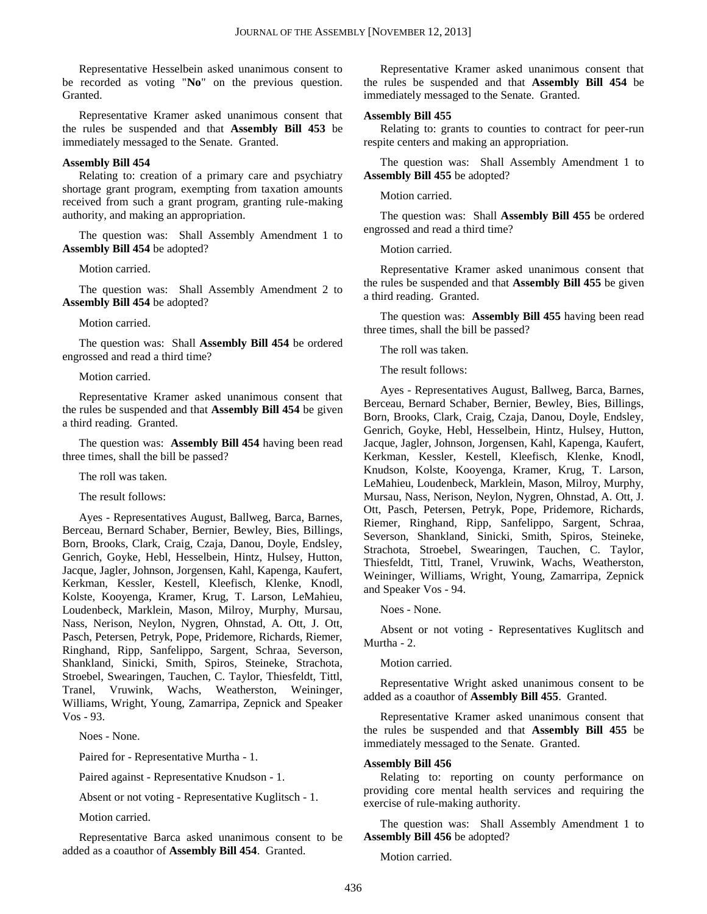Representative Hesselbein asked unanimous consent to be recorded as voting "**No**" on the previous question. Granted.

Representative Kramer asked unanimous consent that the rules be suspended and that **Assembly Bill 453** be immediately messaged to the Senate. Granted.

**Assembly Bill 454**

Relating to: creation of a primary care and psychiatry shortage grant program, exempting from taxation amounts received from such a grant program, granting rule-making authority, and making an appropriation.

The question was: Shall Assembly Amendment 1 to **Assembly Bill 454** be adopted?

Motion carried.

The question was: Shall Assembly Amendment 2 to **Assembly Bill 454** be adopted?

Motion carried.

The question was: Shall **Assembly Bill 454** be ordered engrossed and read a third time?

Motion carried.

Representative Kramer asked unanimous consent that the rules be suspended and that **Assembly Bill 454** be given a third reading. Granted.

The question was: **Assembly Bill 454** having been read three times, shall the bill be passed?

The roll was taken.

The result follows:

Ayes - Representatives August, Ballweg, Barca, Barnes, Berceau, Bernard Schaber, Bernier, Bewley, Bies, Billings, Born, Brooks, Clark, Craig, Czaja, Danou, Doyle, Endsley, Genrich, Goyke, Hebl, Hesselbein, Hintz, Hulsey, Hutton, Jacque, Jagler, Johnson, Jorgensen, Kahl, Kapenga, Kaufert, Kerkman, Kessler, Kestell, Kleefisch, Klenke, Knodl, Kolste, Kooyenga, Kramer, Krug, T. Larson, LeMahieu, Loudenbeck, Marklein, Mason, Milroy, Murphy, Mursau, Nass, Nerison, Neylon, Nygren, Ohnstad, A. Ott, J. Ott, Pasch, Petersen, Petryk, Pope, Pridemore, Richards, Riemer, Ringhand, Ripp, Sanfelippo, Sargent, Schraa, Severson, Shankland, Sinicki, Smith, Spiros, Steineke, Strachota, Stroebel, Swearingen, Tauchen, C. Taylor, Thiesfeldt, Tittl, Tranel, Vruwink, Wachs, Weatherston, Weininger, Williams, Wright, Young, Zamarripa, Zepnick and Speaker Vos - 93.

Noes - None.

Paired for - Representative Murtha - 1.

Paired against - Representative Knudson - 1.

Absent or not voting - Representative Kuglitsch - 1.

Motion carried.

Representative Barca asked unanimous consent to be added as a coauthor of **Assembly Bill 454**. Granted.

Representative Kramer asked unanimous consent that the rules be suspended and that **Assembly Bill 454** be immediately messaged to the Senate. Granted.

**Assembly Bill 455**

Relating to: grants to counties to contract for peer-run respite centers and making an appropriation.

The question was: Shall Assembly Amendment 1 to **Assembly Bill 455** be adopted?

Motion carried.

The question was: Shall **Assembly Bill 455** be ordered engrossed and read a third time?

Motion carried.

Representative Kramer asked unanimous consent that the rules be suspended and that **Assembly Bill 455** be given a third reading. Granted.

The question was: **Assembly Bill 455** having been read three times, shall the bill be passed?

The roll was taken.

The result follows:

Ayes - Representatives August, Ballweg, Barca, Barnes, Berceau, Bernard Schaber, Bernier, Bewley, Bies, Billings, Born, Brooks, Clark, Craig, Czaja, Danou, Doyle, Endsley, Genrich, Goyke, Hebl, Hesselbein, Hintz, Hulsey, Hutton, Jacque, Jagler, Johnson, Jorgensen, Kahl, Kapenga, Kaufert, Kerkman, Kessler, Kestell, Kleefisch, Klenke, Knodl, Knudson, Kolste, Kooyenga, Kramer, Krug, T. Larson, LeMahieu, Loudenbeck, Marklein, Mason, Milroy, Murphy, Mursau, Nass, Nerison, Neylon, Nygren, Ohnstad, A. Ott, J. Ott, Pasch, Petersen, Petryk, Pope, Pridemore, Richards, Riemer, Ringhand, Ripp, Sanfelippo, Sargent, Schraa, Severson, Shankland, Sinicki, Smith, Spiros, Steineke, Strachota, Stroebel, Swearingen, Tauchen, C. Taylor, Thiesfeldt, Tittl, Tranel, Vruwink, Wachs, Weatherston, Weininger, Williams, Wright, Young, Zamarripa, Zepnick and Speaker Vos - 94.

Noes - None.

Absent or not voting - Representatives Kuglitsch and Murtha - 2.

Motion carried.

Representative Wright asked unanimous consent to be added as a coauthor of **Assembly Bill 455**. Granted.

Representative Kramer asked unanimous consent that the rules be suspended and that **Assembly Bill 455** be immediately messaged to the Senate. Granted.

**Assembly Bill 456**

Relating to: reporting on county performance on providing core mental health services and requiring the exercise of rule-making authority.

The question was: Shall Assembly Amendment 1 to **Assembly Bill 456** be adopted?

Motion carried.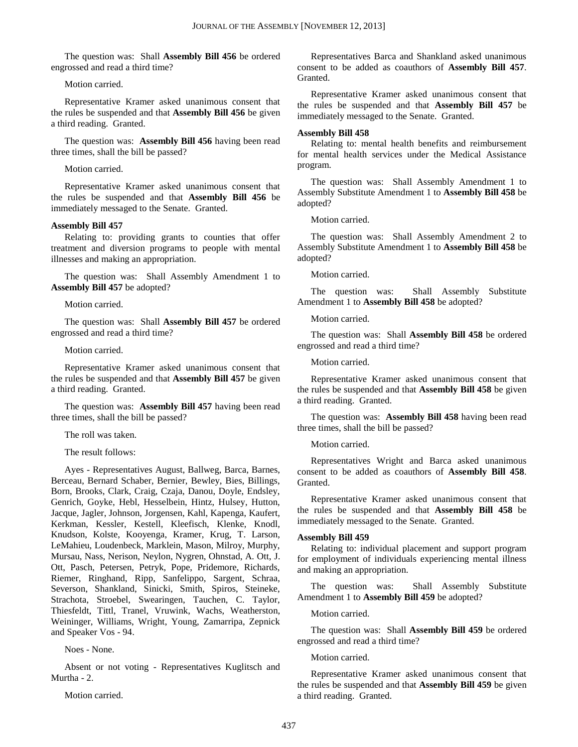The question was: Shall **Assembly Bill 456** be ordered engrossed and read a third time?

Motion carried.

Representative Kramer asked unanimous consent that the rules be suspended and that **Assembly Bill 456** be given a third reading. Granted.

The question was: **Assembly Bill 456** having been read three times, shall the bill be passed?

Motion carried.

Representative Kramer asked unanimous consent that the rules be suspended and that **Assembly Bill 456** be immediately messaged to the Senate. Granted.

**Assembly Bill 457**

Relating to: providing grants to counties that offer treatment and diversion programs to people with mental illnesses and making an appropriation.

The question was: Shall Assembly Amendment 1 to **Assembly Bill 457** be adopted?

Motion carried.

The question was: Shall **Assembly Bill 457** be ordered engrossed and read a third time?

Motion carried.

Representative Kramer asked unanimous consent that the rules be suspended and that **Assembly Bill 457** be given a third reading. Granted.

The question was: **Assembly Bill 457** having been read three times, shall the bill be passed?

The roll was taken.

The result follows:

Ayes - Representatives August, Ballweg, Barca, Barnes, Berceau, Bernard Schaber, Bernier, Bewley, Bies, Billings, Born, Brooks, Clark, Craig, Czaja, Danou, Doyle, Endsley, Genrich, Goyke, Hebl, Hesselbein, Hintz, Hulsey, Hutton, Jacque, Jagler, Johnson, Jorgensen, Kahl, Kapenga, Kaufert, Kerkman, Kessler, Kestell, Kleefisch, Klenke, Knodl, Knudson, Kolste, Kooyenga, Kramer, Krug, T. Larson, LeMahieu, Loudenbeck, Marklein, Mason, Milroy, Murphy, Mursau, Nass, Nerison, Neylon, Nygren, Ohnstad, A. Ott, J. Ott, Pasch, Petersen, Petryk, Pope, Pridemore, Richards, Riemer, Ringhand, Ripp, Sanfelippo, Sargent, Schraa, Severson, Shankland, Sinicki, Smith, Spiros, Steineke, Strachota, Stroebel, Swearingen, Tauchen, C. Taylor, Thiesfeldt, Tittl, Tranel, Vruwink, Wachs, Weatherston, Weininger, Williams, Wright, Young, Zamarripa, Zepnick and Speaker Vos - 94.

Noes - None.

Absent or not voting - Representatives Kuglitsch and Murtha - 2.

Motion carried.

Representatives Barca and Shankland asked unanimous consent to be added as coauthors of **Assembly Bill 457**. Granted.

Representative Kramer asked unanimous consent that the rules be suspended and that **Assembly Bill 457** be immediately messaged to the Senate. Granted.

**Assembly Bill 458**

Relating to: mental health benefits and reimbursement for mental health services under the Medical Assistance program.

The question was: Shall Assembly Amendment 1 to Assembly Substitute Amendment 1 to **Assembly Bill 458** be adopted?

Motion carried.

The question was: Shall Assembly Amendment 2 to Assembly Substitute Amendment 1 to **Assembly Bill 458** be adopted?

Motion carried.

The question was: Shall Assembly Substitute Amendment 1 to **Assembly Bill 458** be adopted?

Motion carried.

The question was: Shall **Assembly Bill 458** be ordered engrossed and read a third time?

Motion carried.

Representative Kramer asked unanimous consent that the rules be suspended and that **Assembly Bill 458** be given a third reading. Granted.

The question was: **Assembly Bill 458** having been read three times, shall the bill be passed?

Motion carried.

Representatives Wright and Barca asked unanimous consent to be added as coauthors of **Assembly Bill 458**. Granted.

Representative Kramer asked unanimous consent that the rules be suspended and that **Assembly Bill 458** be immediately messaged to the Senate. Granted.

**Assembly Bill 459**

Relating to: individual placement and support program for employment of individuals experiencing mental illness and making an appropriation.

The question was: Shall Assembly Substitute Amendment 1 to **Assembly Bill 459** be adopted?

Motion carried.

The question was: Shall **Assembly Bill 459** be ordered engrossed and read a third time?

Motion carried.

Representative Kramer asked unanimous consent that the rules be suspended and that **Assembly Bill 459** be given a third reading. Granted.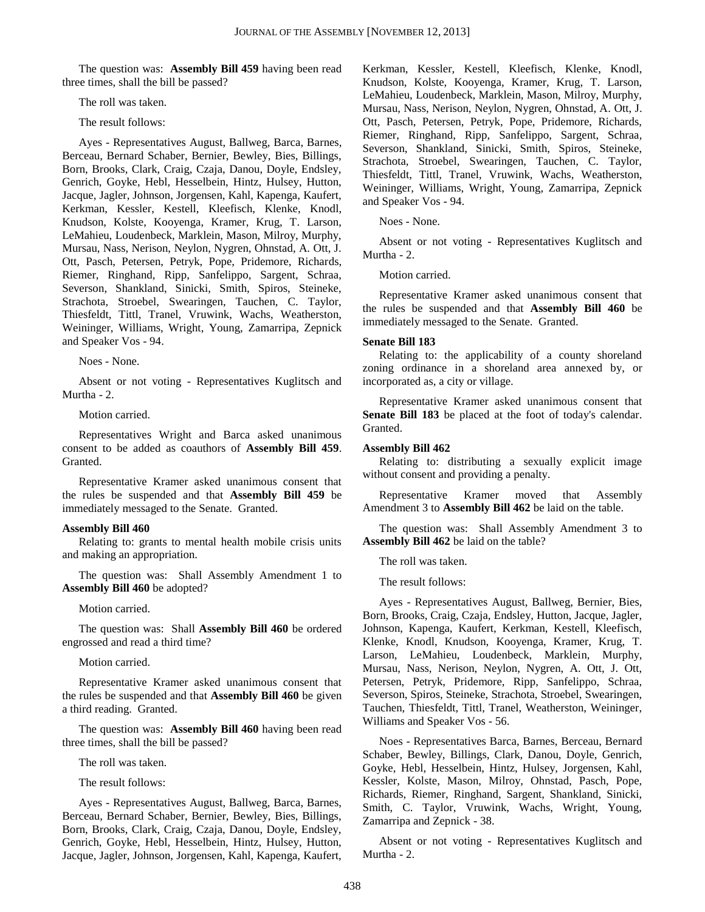The question was: **Assembly Bill 459** having been read three times, shall the bill be passed?

The roll was taken.

The result follows:

Ayes - Representatives August, Ballweg, Barca, Barnes, Berceau, Bernard Schaber, Bernier, Bewley, Bies, Billings, Born, Brooks, Clark, Craig, Czaja, Danou, Doyle, Endsley, Genrich, Goyke, Hebl, Hesselbein, Hintz, Hulsey, Hutton, Jacque, Jagler, Johnson, Jorgensen, Kahl, Kapenga, Kaufert, Kerkman, Kessler, Kestell, Kleefisch, Klenke, Knodl, Knudson, Kolste, Kooyenga, Kramer, Krug, T. Larson, LeMahieu, Loudenbeck, Marklein, Mason, Milroy, Murphy, Mursau, Nass, Nerison, Neylon, Nygren, Ohnstad, A. Ott, J. Ott, Pasch, Petersen, Petryk, Pope, Pridemore, Richards, Riemer, Ringhand, Ripp, Sanfelippo, Sargent, Schraa, Severson, Shankland, Sinicki, Smith, Spiros, Steineke, Strachota, Stroebel, Swearingen, Tauchen, C. Taylor, Thiesfeldt, Tittl, Tranel, Vruwink, Wachs, Weatherston, Weininger, Williams, Wright, Young, Zamarripa, Zepnick and Speaker Vos - 94.

Noes - None.

Absent or not voting - Representatives Kuglitsch and Murtha - 2.

Motion carried.

Representatives Wright and Barca asked unanimous consent to be added as coauthors of **Assembly Bill 459**. Granted.

Representative Kramer asked unanimous consent that the rules be suspended and that **Assembly Bill 459** be immediately messaged to the Senate. Granted.

**Assembly Bill 460**

Relating to: grants to mental health mobile crisis units and making an appropriation.

The question was: Shall Assembly Amendment 1 to **Assembly Bill 460** be adopted?

Motion carried.

The question was: Shall **Assembly Bill 460** be ordered engrossed and read a third time?

Motion carried.

Representative Kramer asked unanimous consent that the rules be suspended and that **Assembly Bill 460** be given a third reading. Granted.

The question was: **Assembly Bill 460** having been read three times, shall the bill be passed?

The roll was taken.

The result follows:

Ayes - Representatives August, Ballweg, Barca, Barnes, Berceau, Bernard Schaber, Bernier, Bewley, Bies, Billings, Born, Brooks, Clark, Craig, Czaja, Danou, Doyle, Endsley, Genrich, Goyke, Hebl, Hesselbein, Hintz, Hulsey, Hutton, Jacque, Jagler, Johnson, Jorgensen, Kahl, Kapenga, Kaufert, Kerkman, Kessler, Kestell, Kleefisch, Klenke, Knodl, Knudson, Kolste, Kooyenga, Kramer, Krug, T. Larson, LeMahieu, Loudenbeck, Marklein, Mason, Milroy, Murphy, Mursau, Nass, Nerison, Neylon, Nygren, Ohnstad, A. Ott, J. Ott, Pasch, Petersen, Petryk, Pope, Pridemore, Richards, Riemer, Ringhand, Ripp, Sanfelippo, Sargent, Schraa, Severson, Shankland, Sinicki, Smith, Spiros, Steineke, Strachota, Stroebel, Swearingen, Tauchen, C. Taylor, Thiesfeldt, Tittl, Tranel, Vruwink, Wachs, Weatherston, Weininger, Williams, Wright, Young, Zamarripa, Zepnick and Speaker Vos - 94.

Noes - None.

Absent or not voting - Representatives Kuglitsch and Murtha - 2.

Motion carried.

Representative Kramer asked unanimous consent that the rules be suspended and that **Assembly Bill 460** be immediately messaged to the Senate. Granted.

**Senate Bill 183**

Relating to: the applicability of a county shoreland zoning ordinance in a shoreland area annexed by, or incorporated as, a city or village.

Representative Kramer asked unanimous consent that **Senate Bill 183** be placed at the foot of today's calendar. Granted.

**Assembly Bill 462**

Relating to: distributing a sexually explicit image without consent and providing a penalty.

Representative Kramer moved that Assembly Amendment 3 to **Assembly Bill 462** be laid on the table.

The question was: Shall Assembly Amendment 3 to **Assembly Bill 462** be laid on the table?

The roll was taken.

The result follows:

Ayes - Representatives August, Ballweg, Bernier, Bies, Born, Brooks, Craig, Czaja, Endsley, Hutton, Jacque, Jagler, Johnson, Kapenga, Kaufert, Kerkman, Kestell, Kleefisch, Klenke, Knodl, Knudson, Kooyenga, Kramer, Krug, T. Larson, LeMahieu, Loudenbeck, Marklein, Murphy, Mursau, Nass, Nerison, Neylon, Nygren, A. Ott, J. Ott, Petersen, Petryk, Pridemore, Ripp, Sanfelippo, Schraa, Severson, Spiros, Steineke, Strachota, Stroebel, Swearingen, Tauchen, Thiesfeldt, Tittl, Tranel, Weatherston, Weininger, Williams and Speaker Vos - 56.

Noes - Representatives Barca, Barnes, Berceau, Bernard Schaber, Bewley, Billings, Clark, Danou, Doyle, Genrich, Goyke, Hebl, Hesselbein, Hintz, Hulsey, Jorgensen, Kahl, Kessler, Kolste, Mason, Milroy, Ohnstad, Pasch, Pope, Richards, Riemer, Ringhand, Sargent, Shankland, Sinicki, Smith, C. Taylor, Vruwink, Wachs, Wright, Young, Zamarripa and Zepnick - 38.

Absent or not voting - Representatives Kuglitsch and Murtha - 2.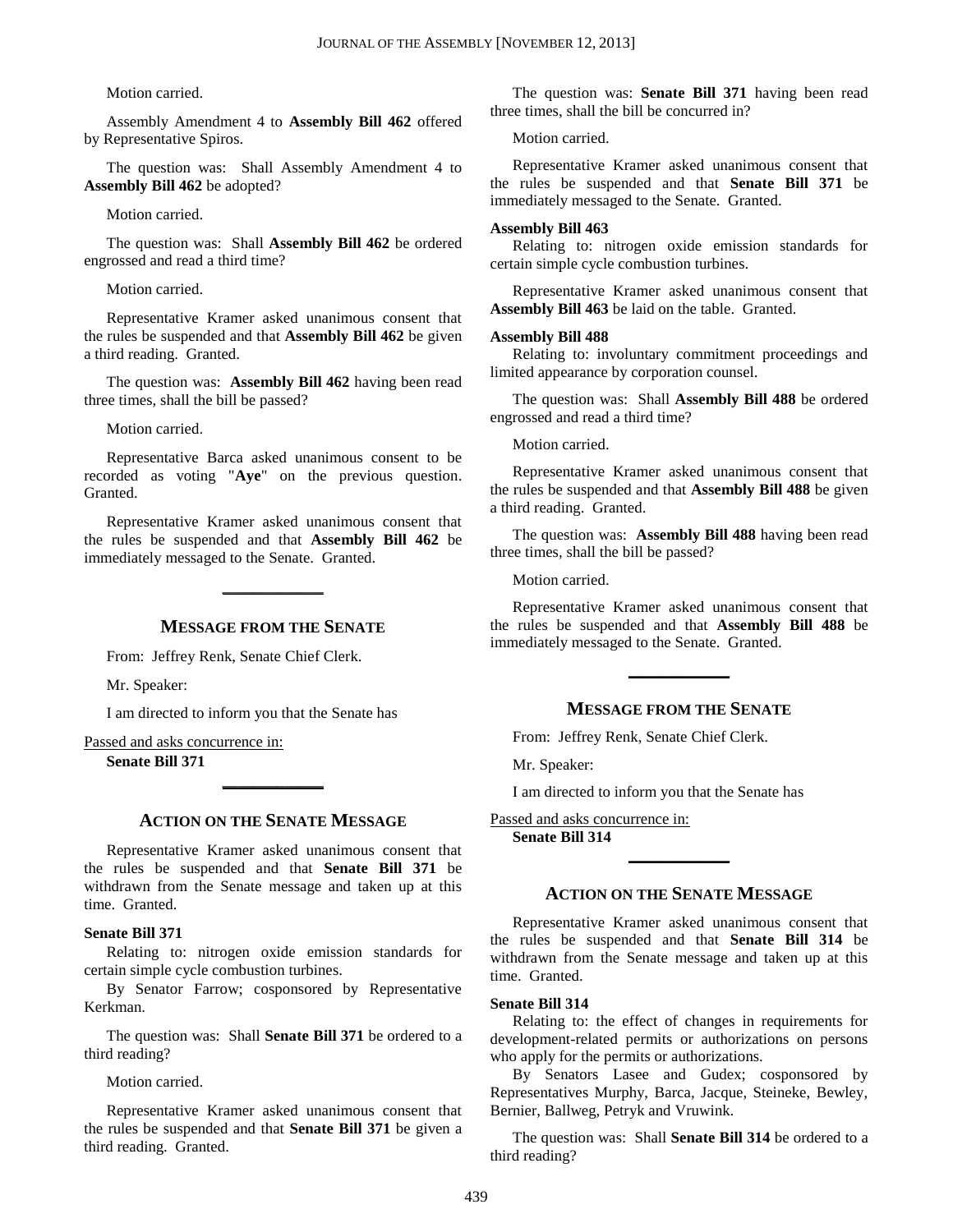Motion carried.

Assembly Amendment 4 to **Assembly Bill 462** offered by Representative Spiros.

The question was: Shall Assembly Amendment 4 to **Assembly Bill 462** be adopted?

Motion carried.

The question was: Shall **Assembly Bill 462** be ordered engrossed and read a third time?

Motion carried.

Representative Kramer asked unanimous consent that the rules be suspended and that **Assembly Bill 462** be given a third reading. Granted.

The question was: **Assembly Bill 462** having been read three times, shall the bill be passed?

Motion carried.

Representative Barca asked unanimous consent to be recorded as voting "**Aye**" on the previous question. Granted.

Representative Kramer asked unanimous consent that the rules be suspended and that **Assembly Bill 462** be immediately messaged to the Senate. Granted.

---

## MESSAGE FROM THE SENATE

From: Jeffrey Renk, Senate Chief Clerk.

Mr. Speaker:

I am directed to inform you that the Senate has

Passed and asks concurrence in:

**Senate Bill 371**

---

## ACTION ON THE SENATE MESSAGE

Representative Kramer asked unanimous consent that the rules be suspended and that **Senate Bill 371** be withdrawn from the Senate message and taken up at this time. Granted.

**Senate Bill 371**

Relating to: nitrogen oxide emission standards for certain simple cycle combustion turbines.

By Senator Farrow; cosponsored by Representative Kerkman.

The question was: Shall **Senate Bill 371** be ordered to a third reading?

Motion carried.

Representative Kramer asked unanimous consent that the rules be suspended and that **Senate Bill 371** be given a third reading. Granted.

The question was: **Senate Bill 371** having been read three times, shall the bill be concurred in?

Motion carried.

Representative Kramer asked unanimous consent that the rules be suspended and that **Senate Bill 371** be immediately messaged to the Senate. Granted.

**Assembly Bill 463**

Relating to: nitrogen oxide emission standards for certain simple cycle combustion turbines.

Representative Kramer asked unanimous consent that **Assembly Bill 463** be laid on the table. Granted.

**Assembly Bill 488**

Relating to: involuntary commitment proceedings and limited appearance by corporation counsel.

The question was: Shall **Assembly Bill 488** be ordered engrossed and read a third time?

Motion carried.

Representative Kramer asked unanimous consent that the rules be suspended and that **Assembly Bill 488** be given a third reading. Granted.

The question was: **Assembly Bill 488** having been read three times, shall the bill be passed?

Motion carried.

Representative Kramer asked unanimous consent that the rules be suspended and that **Assembly Bill 488** be immediately messaged to the Senate. Granted.

---

## MESSAGE FROM THE SENATE

From: Jeffrey Renk, Senate Chief Clerk.

Mr. Speaker:

I am directed to inform you that the Senate has

Passed and asks concurrence in:

**Senate Bill 314**

---

## ACTION ON THE SENATE MESSAGE

Representative Kramer asked unanimous consent that the rules be suspended and that **Senate Bill 314** be withdrawn from the Senate message and taken up at this time. Granted.

**Senate Bill 314**

Relating to: the effect of changes in requirements for development-related permits or authorizations on persons who apply for the permits or authorizations.

By Senators Lasee and Gudex; cosponsored by Representatives Murphy, Barca, Jacque, Steineke, Bewley, Bernier, Ballweg, Petryk and Vruwink.

The question was: Shall **Senate Bill 314** be ordered to a third reading?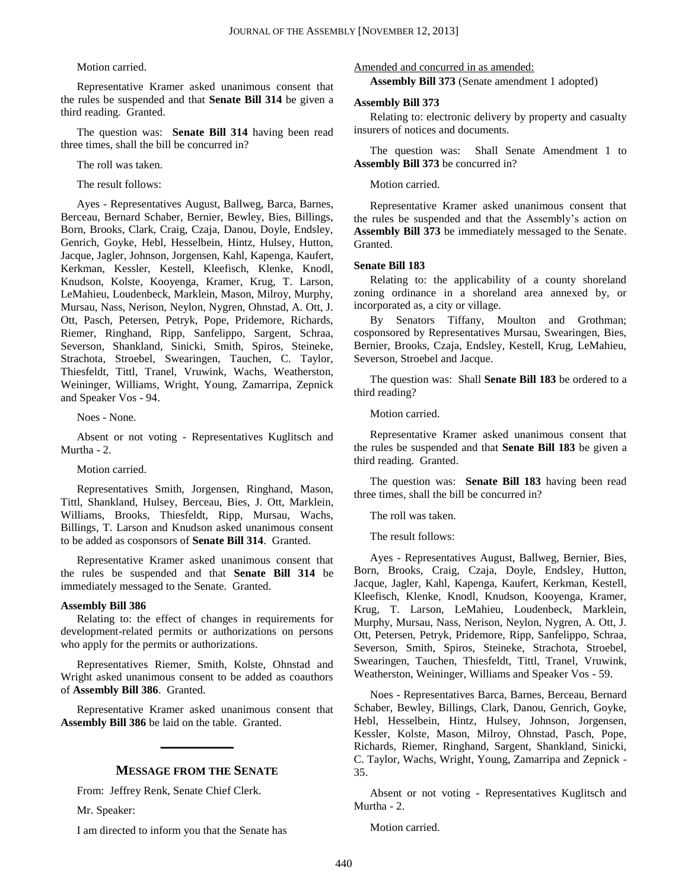Motion carried.

Representative Kramer asked unanimous consent that the rules be suspended and that **Senate Bill 314** be given a third reading. Granted.

The question was: **Senate Bill 314** having been read three times, shall the bill be concurred in?

The roll was taken.

The result follows:

Ayes - Representatives August, Ballweg, Barca, Barnes, Berceau, Bernard Schaber, Bernier, Bewley, Bies, Billings, Born, Brooks, Clark, Craig, Czaja, Danou, Doyle, Endsley, Genrich, Goyke, Hebl, Hesselbein, Hintz, Hulsey, Hutton, Jacque, Jagler, Johnson, Jorgensen, Kahl, Kapenga, Kaufert, Kerkman, Kessler, Kestell, Kleefisch, Klenke, Knodl, Knudson, Kolste, Kooyenga, Kramer, Krug, T. Larson, LeMahieu, Loudenbeck, Marklein, Mason, Milroy, Murphy, Mursau, Nass, Nerison, Neylon, Nygren, Ohnstad, A. Ott, J. Ott, Pasch, Petersen, Petryk, Pope, Pridemore, Richards, Riemer, Ringhand, Ripp, Sanfelippo, Sargent, Schraa, Severson, Shankland, Sinicki, Smith, Spiros, Steineke, Strachota, Stroebel, Swearingen, Tauchen, C. Taylor, Thiesfeldt, Tittl, Tranel, Vruwink, Wachs, Weatherston, Weininger, Williams, Wright, Young, Zamarripa, Zepnick and Speaker Vos - 94.

Noes - None.

Absent or not voting - Representatives Kuglitsch and Murtha - 2.

Motion carried.

Representatives Smith, Jorgensen, Ringhand, Mason, Tittl, Shankland, Hulsey, Berceau, Bies, J. Ott, Marklein, Williams, Brooks, Thiesfeldt, Ripp, Mursau, Wachs, Billings, T. Larson and Knudson asked unanimous consent to be added as cosponsors of **Senate Bill 314**. Granted.

Representative Kramer asked unanimous consent that the rules be suspended and that **Senate Bill 314** be immediately messaged to the Senate. Granted.

**Assembly Bill 386**

Relating to: the effect of changes in requirements for development-related permits or authorizations on persons who apply for the permits or authorizations.

Representatives Riemer, Smith, Kolste, Ohnstad and Wright asked unanimous consent to be added as coauthors of **Assembly Bill 386**. Granted.

Representative Kramer asked unanimous consent that **Assembly Bill 386** be laid on the table. Granted.

## MESSAGE FROM THE SENATE

From: Jeffrey Renk, Senate Chief Clerk.

Mr. Speaker:

I am directed to inform you that the Senate has

Amended and concurred in as amended:

**Assembly Bill 373** (Senate amendment 1 adopted)

**Assembly Bill 373**

Relating to: electronic delivery by property and casualty insurers of notices and documents.

The question was: Shall Senate Amendment 1 to **Assembly Bill 373** be concurred in?

Motion carried.

Representative Kramer asked unanimous consent that the rules be suspended and that the Assembly's action on **Assembly Bill 373** be immediately messaged to the Senate. Granted.

**Senate Bill 183**

Relating to: the applicability of a county shoreland zoning ordinance in a shoreland area annexed by, or incorporated as, a city or village.

By Senators Tiffany, Moulton and Grothman; cosponsored by Representatives Mursau, Swearingen, Bies, Bernier, Brooks, Czaja, Endsley, Kestell, Krug, LeMahieu, Severson, Stroebel and Jacque.

The question was: Shall **Senate Bill 183** be ordered to a third reading?

Motion carried.

Representative Kramer asked unanimous consent that the rules be suspended and that **Senate Bill 183** be given a third reading. Granted.

The question was: **Senate Bill 183** having been read three times, shall the bill be concurred in?

The roll was taken.

The result follows:

Ayes - Representatives August, Ballweg, Bernier, Bies, Born, Brooks, Craig, Czaja, Doyle, Endsley, Hutton, Jacque, Jagler, Kahl, Kapenga, Kaufert, Kerkman, Kestell, Kleefisch, Klenke, Knodl, Knudson, Kooyenga, Kramer, Krug, T. Larson, LeMahieu, Loudenbeck, Marklein, Murphy, Mursau, Nass, Nerison, Neylon, Nygren, A. Ott, J. Ott, Petersen, Petryk, Pridemore, Ripp, Sanfelippo, Schraa, Severson, Smith, Spiros, Steineke, Strachota, Stroebel, Swearingen, Tauchen, Thiesfeldt, Tittl, Tranel, Vruwink, Weatherston, Weininger, Williams and Speaker Vos - 59.

Noes - Representatives Barca, Barnes, Berceau, Bernard Schaber, Bewley, Billings, Clark, Danou, Genrich, Goyke, Hebl, Hesselbein, Hintz, Hulsey, Johnson, Jorgensen, Kessler, Kolste, Mason, Milroy, Ohnstad, Pasch, Pope, Richards, Riemer, Ringhand, Sargent, Shankland, Sinicki, C. Taylor, Wachs, Wright, Young, Zamarripa and Zepnick - 35.

Absent or not voting - Representatives Kuglitsch and Murtha - 2.

Motion carried.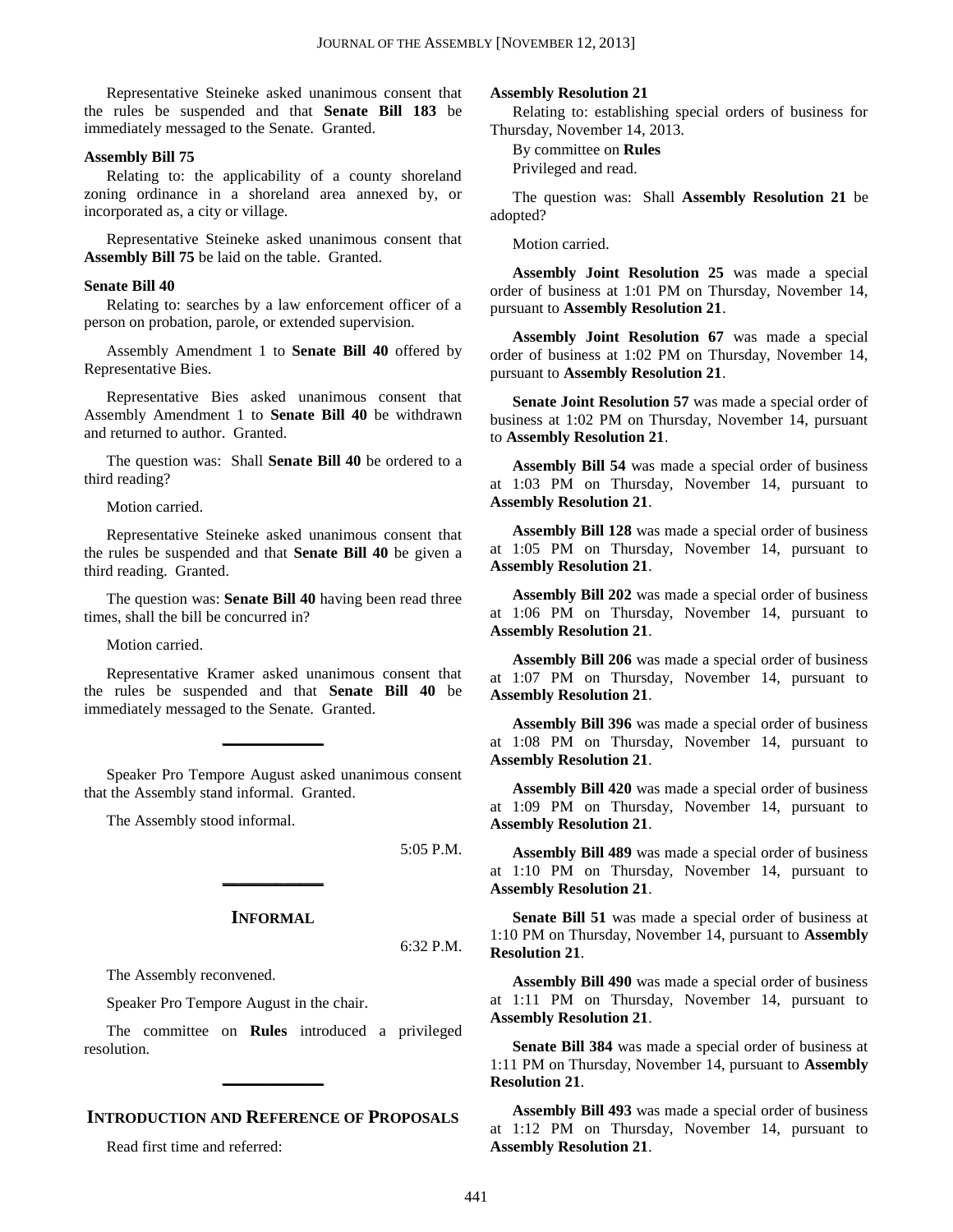Representative Steineke asked unanimous consent that the rules be suspended and that **Senate Bill 183** be immediately messaged to the Senate. Granted.

**Assembly Bill 75**

Relating to: the applicability of a county shoreland zoning ordinance in a shoreland area annexed by, or incorporated as, a city or village.

Representative Steineke asked unanimous consent that **Assembly Bill 75** be laid on the table. Granted.

**Senate Bill 40**

Relating to: searches by a law enforcement officer of a person on probation, parole, or extended supervision.

Assembly Amendment 1 to **Senate Bill 40** offered by Representative Bies.

Representative Bies asked unanimous consent that Assembly Amendment 1 to **Senate Bill 40** be withdrawn and returned to author. Granted.

The question was: Shall **Senate Bill 40** be ordered to a third reading?

Motion carried.

Representative Steineke asked unanimous consent that the rules be suspended and that **Senate Bill 40** be given a third reading. Granted.

The question was: **Senate Bill 40** having been read three times, shall the bill be concurred in?

Motion carried.

Representative Kramer asked unanimous consent that the rules be suspended and that **Senate Bill 40** be immediately messaged to the Senate. Granted.

---

Speaker Pro Tempore August asked unanimous consent that the Assembly stand informal. Granted.

The Assembly stood informal.

5:05 P.M.

---

## INFORMAL

6:32 P.M.

The Assembly reconvened.

Speaker Pro Tempore August in the chair.

The committee on **Rules** introduced a privileged resolution.

---

## INTRODUCTION AND REFERENCE OF PROPOSALS

Read first time and referred:

**Assembly Resolution 21**

Relating to: establishing special orders of business for Thursday, November 14, 2013.

By committee on **Rules**

Privileged and read.

The question was: Shall **Assembly Resolution 21** be adopted?

Motion carried.

**Assembly Joint Resolution 25** was made a special order of business at 1:01 PM on Thursday, November 14, pursuant to **Assembly Resolution 21**.

**Assembly Joint Resolution 67** was made a special order of business at 1:02 PM on Thursday, November 14, pursuant to **Assembly Resolution 21**.

**Senate Joint Resolution 57** was made a special order of business at 1:02 PM on Thursday, November 14, pursuant to **Assembly Resolution 21**.

**Assembly Bill 54** was made a special order of business at 1:03 PM on Thursday, November 14, pursuant to **Assembly Resolution 21**.

**Assembly Bill 128** was made a special order of business at 1:05 PM on Thursday, November 14, pursuant to **Assembly Resolution 21**.

**Assembly Bill 202** was made a special order of business at 1:06 PM on Thursday, November 14, pursuant to **Assembly Resolution 21**.

**Assembly Bill 206** was made a special order of business at 1:07 PM on Thursday, November 14, pursuant to **Assembly Resolution 21**.

**Assembly Bill 396** was made a special order of business at 1:08 PM on Thursday, November 14, pursuant to **Assembly Resolution 21**.

**Assembly Bill 420** was made a special order of business at 1:09 PM on Thursday, November 14, pursuant to **Assembly Resolution 21**.

**Assembly Bill 489** was made a special order of business at 1:10 PM on Thursday, November 14, pursuant to **Assembly Resolution 21**.

**Senate Bill 51** was made a special order of business at 1:10 PM on Thursday, November 14, pursuant to **Assembly Resolution 21**.

**Assembly Bill 490** was made a special order of business at 1:11 PM on Thursday, November 14, pursuant to **Assembly Resolution 21**.

**Senate Bill 384** was made a special order of business at 1:11 PM on Thursday, November 14, pursuant to **Assembly Resolution 21**.

**Assembly Bill 493** was made a special order of business at 1:12 PM on Thursday, November 14, pursuant to **Assembly Resolution 21**.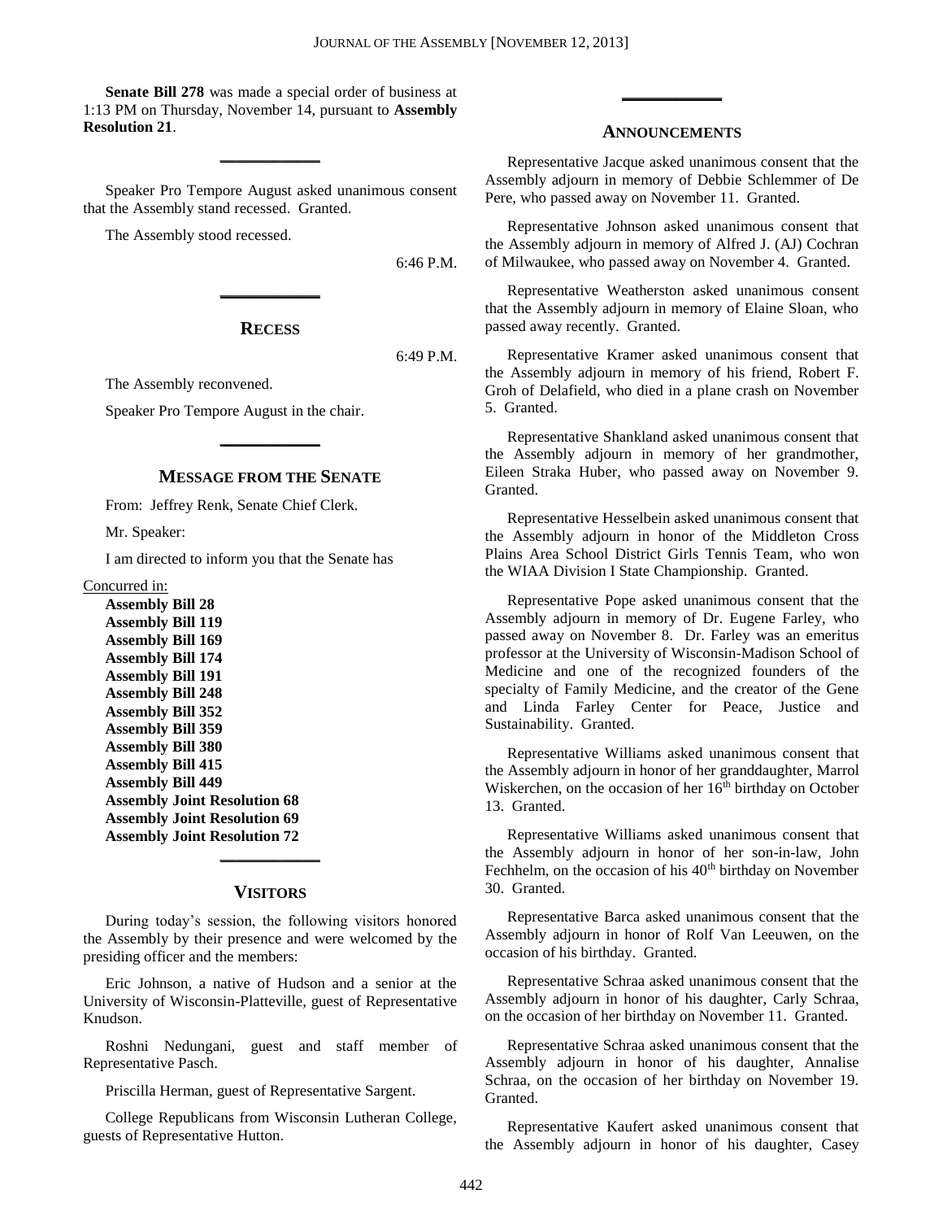**Senate Bill 278** was made a special order of business at 1:13 PM on Thursday, November 14, pursuant to **Assembly Resolution 21**.

---

Speaker Pro Tempore August asked unanimous consent that the Assembly stand recessed. Granted.

The Assembly stood recessed.

6:46 P.M.

---

## RECESS

6:49 P.M.

The Assembly reconvened.

Speaker Pro Tempore August in the chair.

---

## MESSAGE FROM THE SENATE

From: Jeffrey Renk, Senate Chief Clerk.

Mr. Speaker:

I am directed to inform you that the Senate has

Concurred in:

**Assembly Bill 28**
**Assembly Bill 119**
**Assembly Bill 169**
**Assembly Bill 174**
**Assembly Bill 191**
**Assembly Bill 248**
**Assembly Bill 352**
**Assembly Bill 359**
**Assembly Bill 380**
**Assembly Bill 415**
**Assembly Bill 449**
**Assembly Joint Resolution 68**
**Assembly Joint Resolution 69**
**Assembly Joint Resolution 72**

---

## VISITORS

During today's session, the following visitors honored the Assembly by their presence and were welcomed by the presiding officer and the members:

Eric Johnson, a native of Hudson and a senior at the University of Wisconsin-Platteville, guest of Representative Knudson.

Roshni Nedungani, guest and staff member of Representative Pasch.

Priscilla Herman, guest of Representative Sargent.

College Republicans from Wisconsin Lutheran College, guests of Representative Hutton.

---

## ANNOUNCEMENTS

Representative Jacque asked unanimous consent that the Assembly adjourn in memory of Debbie Schlemmer of De Pere, who passed away on November 11. Granted.

Representative Johnson asked unanimous consent that the Assembly adjourn in memory of Alfred J. (AJ) Cochran of Milwaukee, who passed away on November 4. Granted.

Representative Weatherston asked unanimous consent that the Assembly adjourn in memory of Elaine Sloan, who passed away recently. Granted.

Representative Kramer asked unanimous consent that the Assembly adjourn in memory of his friend, Robert F. Groh of Delafield, who died in a plane crash on November 5. Granted.

Representative Shankland asked unanimous consent that the Assembly adjourn in memory of her grandmother, Eileen Straka Huber, who passed away on November 9. Granted.

Representative Hesselbein asked unanimous consent that the Assembly adjourn in honor of the Middleton Cross Plains Area School District Girls Tennis Team, who won the WIAA Division I State Championship. Granted.

Representative Pope asked unanimous consent that the Assembly adjourn in memory of Dr. Eugene Farley, who passed away on November 8. Dr. Farley was an emeritus professor at the University of Wisconsin-Madison School of Medicine and one of the recognized founders of the specialty of Family Medicine, and the creator of the Gene and Linda Farley Center for Peace, Justice and Sustainability. Granted.

Representative Williams asked unanimous consent that the Assembly adjourn in honor of her granddaughter, Marrol Wiskerchen, on the occasion of her 16th birthday on October 13. Granted.

Representative Williams asked unanimous consent that the Assembly adjourn in honor of her son-in-law, John Fechhelm, on the occasion of his 40th birthday on November 30. Granted.

Representative Barca asked unanimous consent that the Assembly adjourn in honor of Rolf Van Leeuwen, on the occasion of his birthday. Granted.

Representative Schraa asked unanimous consent that the Assembly adjourn in honor of his daughter, Carly Schraa, on the occasion of her birthday on November 11. Granted.

Representative Schraa asked unanimous consent that the Assembly adjourn in honor of his daughter, Annalise Schraa, on the occasion of her birthday on November 19. Granted.

Representative Kaufert asked unanimous consent that the Assembly adjourn in honor of his daughter, Casey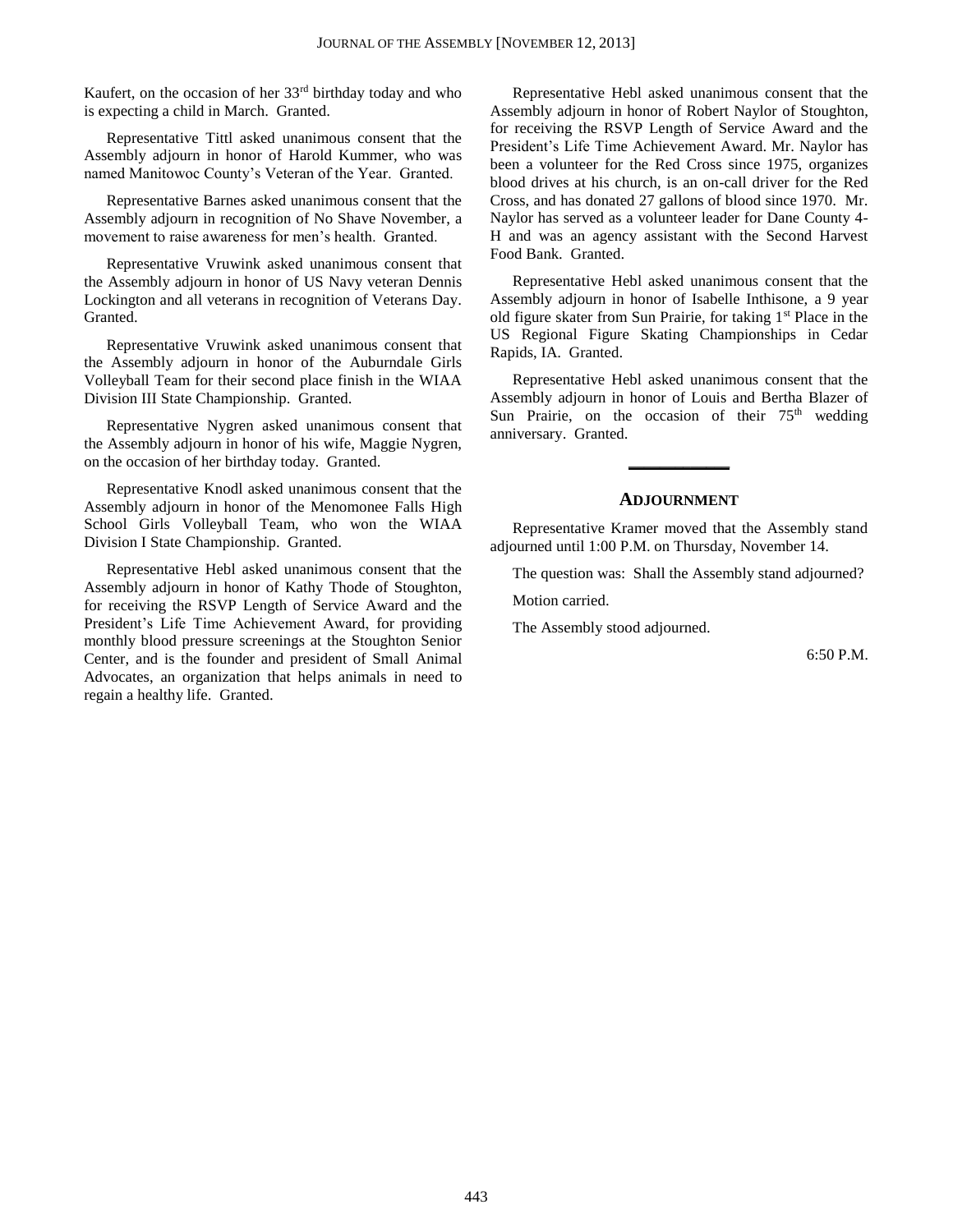Kaufert, on the occasion of her 33rd birthday today and who is expecting a child in March. Granted.

Representative Tittl asked unanimous consent that the Assembly adjourn in honor of Harold Kummer, who was named Manitowoc County's Veteran of the Year. Granted.

Representative Barnes asked unanimous consent that the Assembly adjourn in recognition of No Shave November, a movement to raise awareness for men's health. Granted.

Representative Vruwink asked unanimous consent that the Assembly adjourn in honor of US Navy veteran Dennis Lockington and all veterans in recognition of Veterans Day. Granted.

Representative Vruwink asked unanimous consent that the Assembly adjourn in honor of the Auburndale Girls Volleyball Team for their second place finish in the WIAA Division III State Championship. Granted.

Representative Nygren asked unanimous consent that the Assembly adjourn in honor of his wife, Maggie Nygren, on the occasion of her birthday today. Granted.

Representative Knodl asked unanimous consent that the Assembly adjourn in honor of the Menomonee Falls High School Girls Volleyball Team, who won the WIAA Division I State Championship. Granted.

Representative Hebl asked unanimous consent that the Assembly adjourn in honor of Kathy Thode of Stoughton, for receiving the RSVP Length of Service Award and the President's Life Time Achievement Award, for providing monthly blood pressure screenings at the Stoughton Senior Center, and is the founder and president of Small Animal Advocates, an organization that helps animals in need to regain a healthy life. Granted.

Representative Hebl asked unanimous consent that the Assembly adjourn in honor of Robert Naylor of Stoughton, for receiving the RSVP Length of Service Award and the President's Life Time Achievement Award. Mr. Naylor has been a volunteer for the Red Cross since 1975, organizes blood drives at his church, is an on-call driver for the Red Cross, and has donated 27 gallons of blood since 1970. Mr. Naylor has served as a volunteer leader for Dane County 4-H and was an agency assistant with the Second Harvest Food Bank. Granted.

Representative Hebl asked unanimous consent that the Assembly adjourn in honor of Isabelle Inthisone, a 9 year old figure skater from Sun Prairie, for taking 1st Place in the US Regional Figure Skating Championships in Cedar Rapids, IA. Granted.

Representative Hebl asked unanimous consent that the Assembly adjourn in honor of Louis and Bertha Blazer of Sun Prairie, on the occasion of their 75th wedding anniversary. Granted.

---

## ADJOURNMENT

Representative Kramer moved that the Assembly stand adjourned until 1:00 P.M. on Thursday, November 14.

The question was: Shall the Assembly stand adjourned?

Motion carried.

The Assembly stood adjourned.

6:50 P.M.